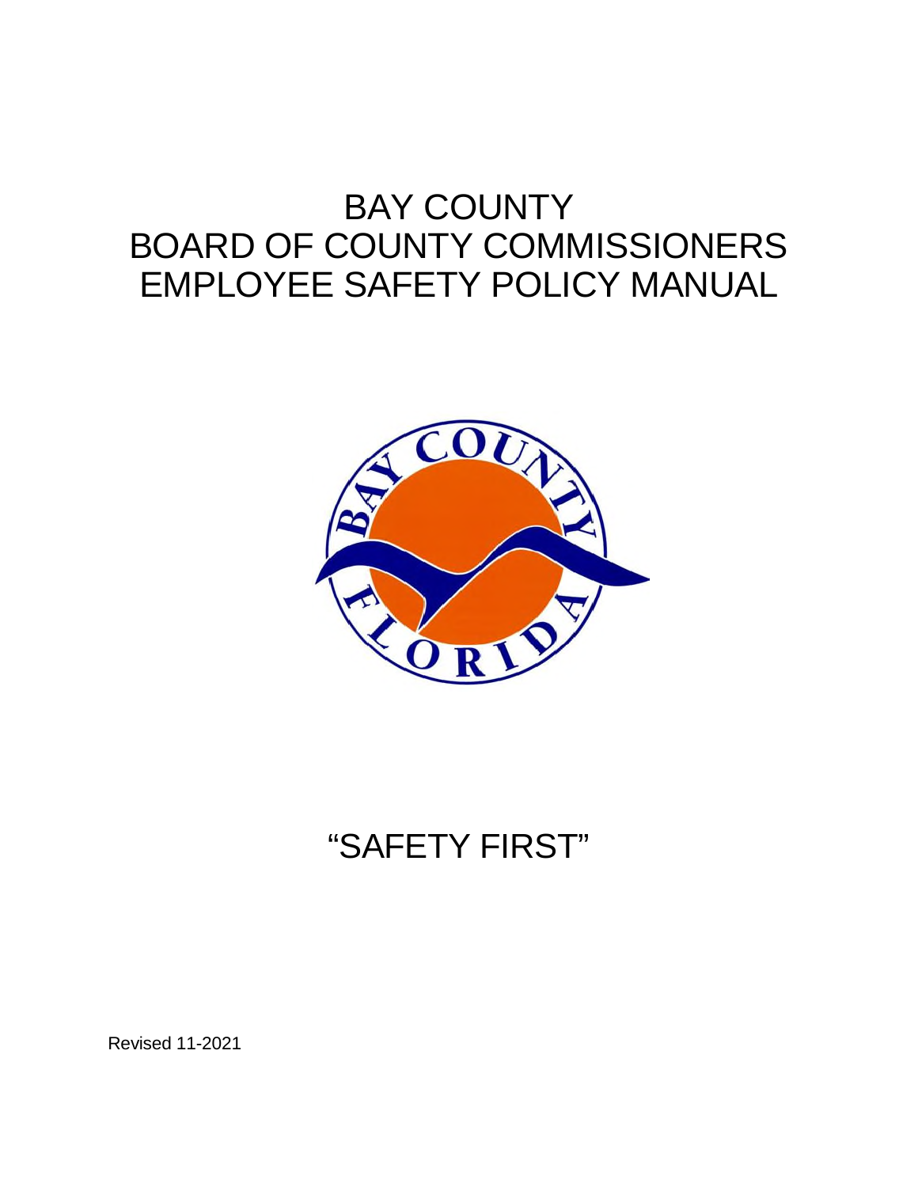# BAY COUNTY
# BOARD OF COUNTY COMMISSIONERS
# EMPLOYEE SAFETY POLICY MANUAL

## "SAFETY FIRST"

Revised 11-2021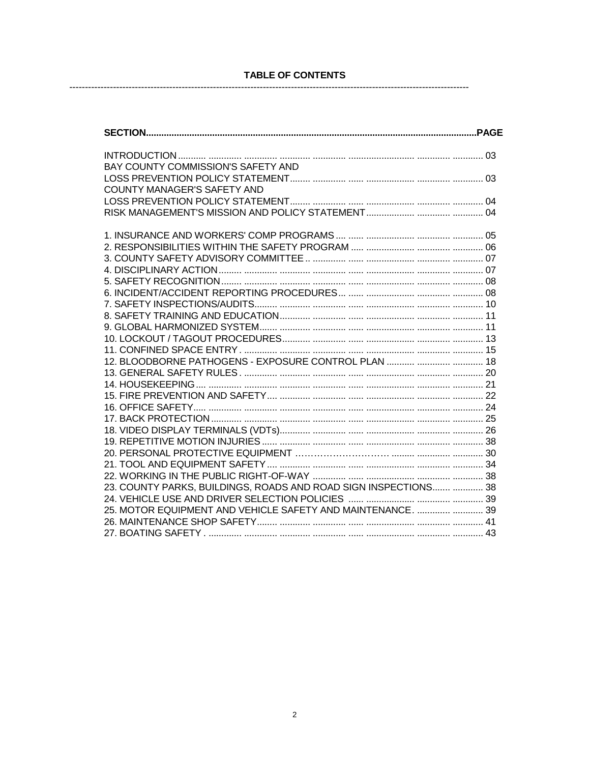# TABLE OF CONTENTS

| SECTION | PAGE |
|---|---|
| INTRODUCTION | 03 |
| BAY COUNTY COMMISSION'S SAFETY AND LOSS PREVENTION POLICY STATEMENT | 03 |
| COUNTY MANAGER'S SAFETY AND LOSS PREVENTION POLICY STATEMENT | 04 |
| RISK MANAGEMENT'S MISSION AND POLICY STATEMENT | 04 |
| 1. INSURANCE AND WORKERS' COMP PROGRAMS | 05 |
| 2. RESPONSIBILITIES WITHIN THE SAFETY PROGRAM | 06 |
| 3. COUNTY SAFETY ADVISORY COMMITTEE | 07 |
| 4. DISCIPLINARY ACTION | 07 |
| 5. SAFETY RECOGNITION | 08 |
| 6. INCIDENT/ACCIDENT REPORTING PROCEDURES | 08 |
| 7. SAFETY INSPECTIONS/AUDITS | 10 |
| 8. SAFETY TRAINING AND EDUCATION | 11 |
| 9. GLOBAL HARMONIZED SYSTEM | 11 |
| 10. LOCKOUT / TAGOUT PROCEDURES | 13 |
| 11. CONFINED SPACE ENTRY | 15 |
| 12. BLOODBORNE PATHOGENS - EXPOSURE CONTROL PLAN | 18 |
| 13. GENERAL SAFETY RULES | 20 |
| 14. HOUSEKEEPING | 21 |
| 15. FIRE PREVENTION AND SAFETY | 22 |
| 16. OFFICE SAFETY | 24 |
| 17. BACK PROTECTION | 25 |
| 18. VIDEO DISPLAY TERMINALS (VDTs) | 26 |
| 19. REPETITIVE MOTION INJURIES | 38 |
| 20. PERSONAL PROTECTIVE EQUIPMENT | 30 |
| 21. TOOL AND EQUIPMENT SAFETY | 34 |
| 22. WORKING IN THE PUBLIC RIGHT-OF-WAY | 38 |
| 23. COUNTY PARKS, BUILDINGS, ROADS AND ROAD SIGN INSPECTIONS | 38 |
| 24. VEHICLE USE AND DRIVER SELECTION POLICIES | 39 |
| 25. MOTOR EQUIPMENT AND VEHICLE SAFETY AND MAINTENANCE | 39 |
| 26. MAINTENANCE SHOP SAFETY | 41 |
| 27. BOATING SAFETY | 43 |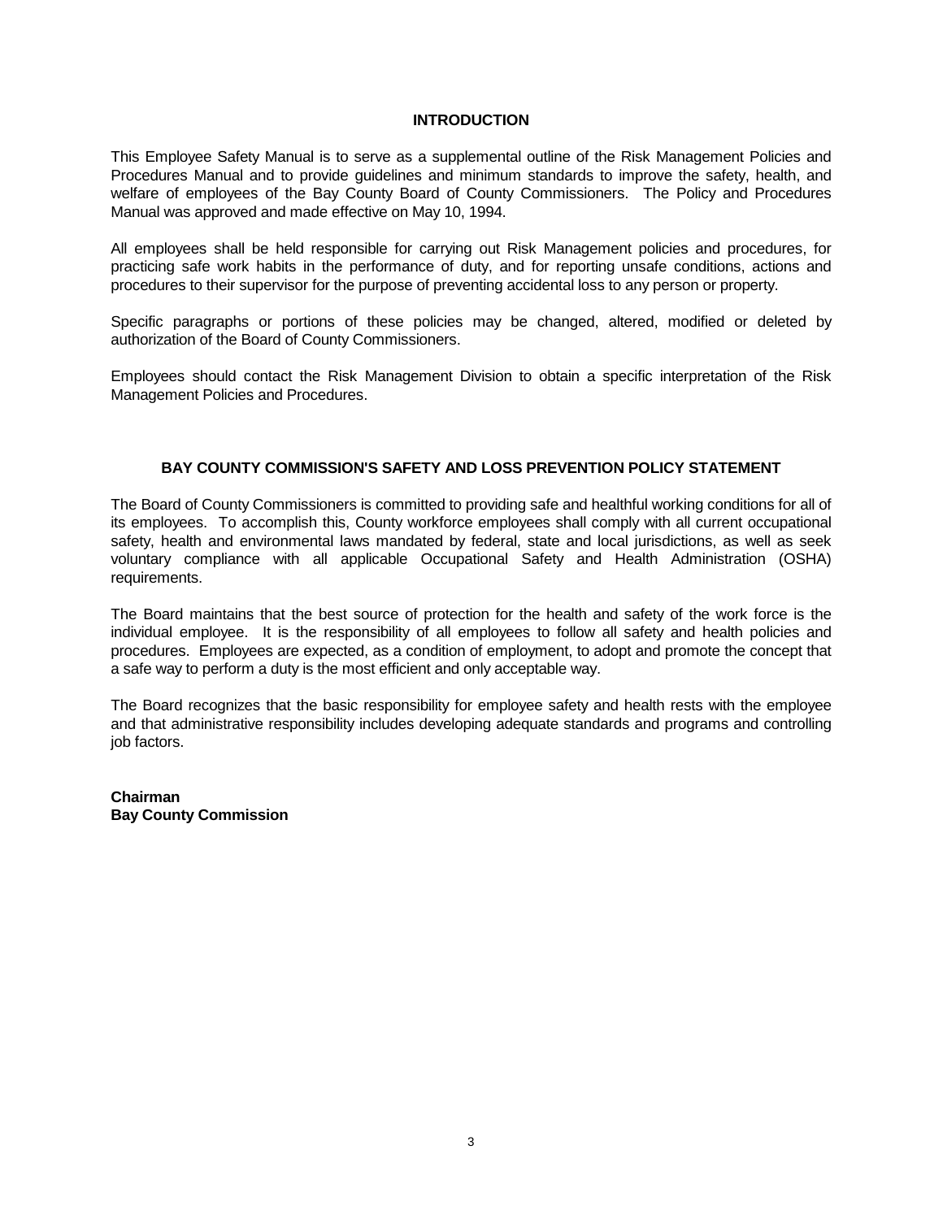## INTRODUCTION

This Employee Safety Manual is to serve as a supplemental outline of the Risk Management Policies and Procedures Manual and to provide guidelines and minimum standards to improve the safety, health, and welfare of employees of the Bay County Board of County Commissioners. The Policy and Procedures Manual was approved and made effective on May 10, 1994.

All employees shall be held responsible for carrying out Risk Management policies and procedures, for practicing safe work habits in the performance of duty, and for reporting unsafe conditions, actions and procedures to their supervisor for the purpose of preventing accidental loss to any person or property.

Specific paragraphs or portions of these policies may be changed, altered, modified or deleted by authorization of the Board of County Commissioners.

Employees should contact the Risk Management Division to obtain a specific interpretation of the Risk Management Policies and Procedures.

## BAY COUNTY COMMISSION'S SAFETY AND LOSS PREVENTION POLICY STATEMENT

The Board of County Commissioners is committed to providing safe and healthful working conditions for all of its employees. To accomplish this, County workforce employees shall comply with all current occupational safety, health and environmental laws mandated by federal, state and local jurisdictions, as well as seek voluntary compliance with all applicable Occupational Safety and Health Administration (OSHA) requirements.

The Board maintains that the best source of protection for the health and safety of the work force is the individual employee. It is the responsibility of all employees to follow all safety and health policies and procedures. Employees are expected, as a condition of employment, to adopt and promote the concept that a safe way to perform a duty is the most efficient and only acceptable way.

The Board recognizes that the basic responsibility for employee safety and health rests with the employee and that administrative responsibility includes developing adequate standards and programs and controlling job factors.

**Chairman**
**Bay County Commission**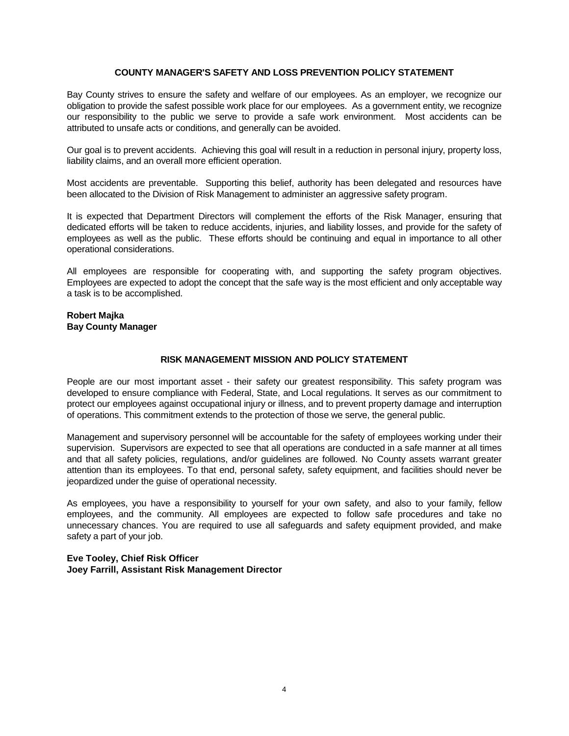## COUNTY MANAGER'S SAFETY AND LOSS PREVENTION POLICY STATEMENT

Bay County strives to ensure the safety and welfare of our employees. As an employer, we recognize our obligation to provide the safest possible work place for our employees. As a government entity, we recognize our responsibility to the public we serve to provide a safe work environment. Most accidents can be attributed to unsafe acts or conditions, and generally can be avoided.

Our goal is to prevent accidents. Achieving this goal will result in a reduction in personal injury, property loss, liability claims, and an overall more efficient operation.

Most accidents are preventable. Supporting this belief, authority has been delegated and resources have been allocated to the Division of Risk Management to administer an aggressive safety program.

It is expected that Department Directors will complement the efforts of the Risk Manager, ensuring that dedicated efforts will be taken to reduce accidents, injuries, and liability losses, and provide for the safety of employees as well as the public. These efforts should be continuing and equal in importance to all other operational considerations.

All employees are responsible for cooperating with, and supporting the safety program objectives. Employees are expected to adopt the concept that the safe way is the most efficient and only acceptable way a task is to be accomplished.

**Robert Majka**
**Bay County Manager**

## RISK MANAGEMENT MISSION AND POLICY STATEMENT

People are our most important asset - their safety our greatest responsibility. This safety program was developed to ensure compliance with Federal, State, and Local regulations. It serves as our commitment to protect our employees against occupational injury or illness, and to prevent property damage and interruption of operations. This commitment extends to the protection of those we serve, the general public.

Management and supervisory personnel will be accountable for the safety of employees working under their supervision. Supervisors are expected to see that all operations are conducted in a safe manner at all times and that all safety policies, regulations, and/or guidelines are followed. No County assets warrant greater attention than its employees. To that end, personal safety, safety equipment, and facilities should never be jeopardized under the guise of operational necessity.

As employees, you have a responsibility to yourself for your own safety, and also to your family, fellow employees, and the community. All employees are expected to follow safe procedures and take no unnecessary chances. You are required to use all safeguards and safety equipment provided, and make safety a part of your job.

**Eve Tooley, Chief Risk Officer**
**Joey Farrill, Assistant Risk Management Director**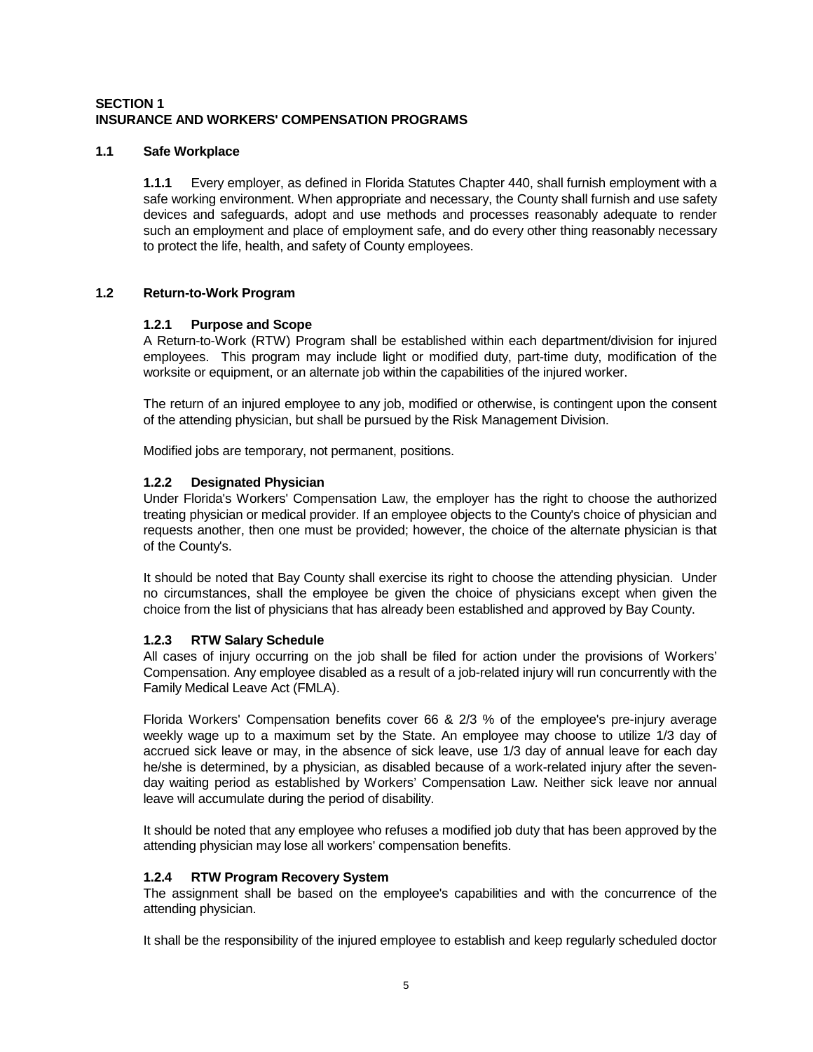## SECTION 1
## INSURANCE AND WORKERS' COMPENSATION PROGRAMS

### 1.1 Safe Workplace

**1.1.1** Every employer, as defined in Florida Statutes Chapter 440, shall furnish employment with a safe working environment. When appropriate and necessary, the County shall furnish and use safety devices and safeguards, adopt and use methods and processes reasonably adequate to render such an employment and place of employment safe, and do every other thing reasonably necessary to protect the life, health, and safety of County employees.

### 1.2 Return-to-Work Program

#### 1.2.1 Purpose and Scope

A Return-to-Work (RTW) Program shall be established within each department/division for injured employees. This program may include light or modified duty, part-time duty, modification of the worksite or equipment, or an alternate job within the capabilities of the injured worker.

The return of an injured employee to any job, modified or otherwise, is contingent upon the consent of the attending physician, but shall be pursued by the Risk Management Division.

Modified jobs are temporary, not permanent, positions.

#### 1.2.2 Designated Physician

Under Florida's Workers' Compensation Law, the employer has the right to choose the authorized treating physician or medical provider. If an employee objects to the County's choice of physician and requests another, then one must be provided; however, the choice of the alternate physician is that of the County's.

It should be noted that Bay County shall exercise its right to choose the attending physician. Under no circumstances, shall the employee be given the choice of physicians except when given the choice from the list of physicians that has already been established and approved by Bay County.

#### 1.2.3 RTW Salary Schedule

All cases of injury occurring on the job shall be filed for action under the provisions of Workers' Compensation. Any employee disabled as a result of a job-related injury will run concurrently with the Family Medical Leave Act (FMLA).

Florida Workers' Compensation benefits cover 66 & 2/3 % of the employee's pre-injury average weekly wage up to a maximum set by the State. An employee may choose to utilize 1/3 day of accrued sick leave or may, in the absence of sick leave, use 1/3 day of annual leave for each day he/she is determined, by a physician, as disabled because of a work-related injury after the seven-day waiting period as established by Workers' Compensation Law. Neither sick leave nor annual leave will accumulate during the period of disability.

It should be noted that any employee who refuses a modified job duty that has been approved by the attending physician may lose all workers' compensation benefits.

#### 1.2.4 RTW Program Recovery System

The assignment shall be based on the employee's capabilities and with the concurrence of the attending physician.

It shall be the responsibility of the injured employee to establish and keep regularly scheduled doctor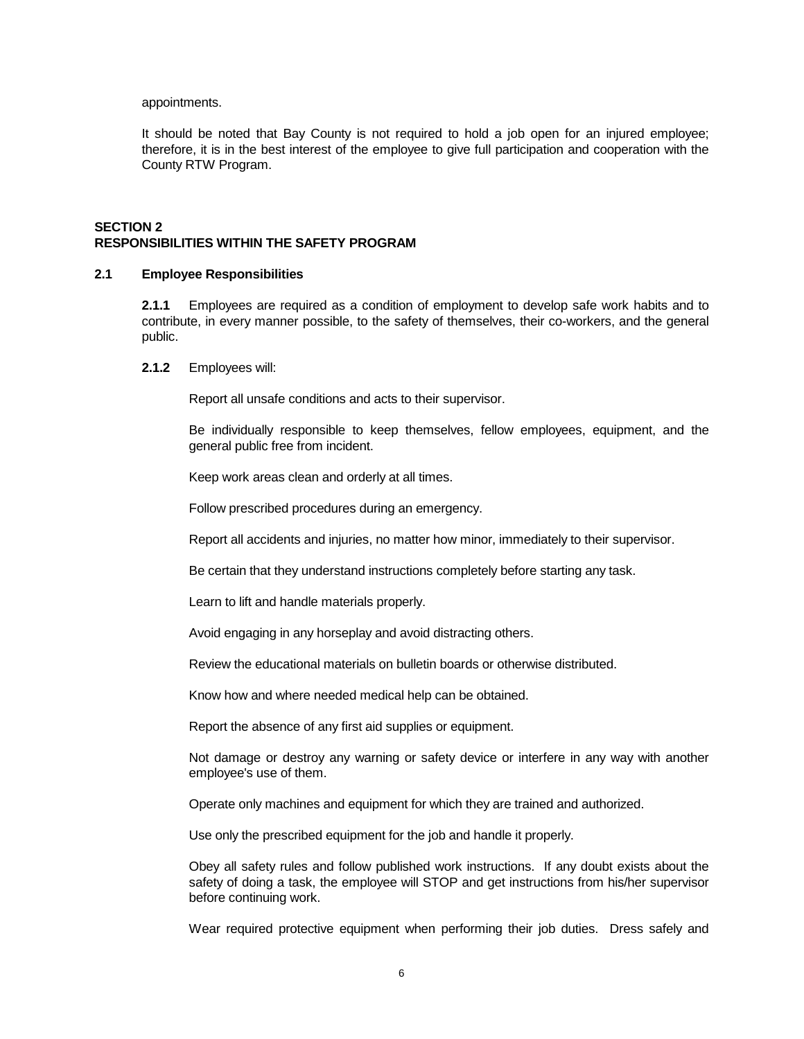appointments.

It should be noted that Bay County is not required to hold a job open for an injured employee; therefore, it is in the best interest of the employee to give full participation and cooperation with the County RTW Program.

## SECTION 2
## RESPONSIBILITIES WITHIN THE SAFETY PROGRAM

### 2.1 Employee Responsibilities

**2.1.1** Employees are required as a condition of employment to develop safe work habits and to contribute, in every manner possible, to the safety of themselves, their co-workers, and the general public.

**2.1.2** Employees will:

Report all unsafe conditions and acts to their supervisor.

Be individually responsible to keep themselves, fellow employees, equipment, and the general public free from incident.

Keep work areas clean and orderly at all times.

Follow prescribed procedures during an emergency.

Report all accidents and injuries, no matter how minor, immediately to their supervisor.

Be certain that they understand instructions completely before starting any task.

Learn to lift and handle materials properly.

Avoid engaging in any horseplay and avoid distracting others.

Review the educational materials on bulletin boards or otherwise distributed.

Know how and where needed medical help can be obtained.

Report the absence of any first aid supplies or equipment.

Not damage or destroy any warning or safety device or interfere in any way with another employee's use of them.

Operate only machines and equipment for which they are trained and authorized.

Use only the prescribed equipment for the job and handle it properly.

Obey all safety rules and follow published work instructions. If any doubt exists about the safety of doing a task, the employee will STOP and get instructions from his/her supervisor before continuing work.

Wear required protective equipment when performing their job duties. Dress safely and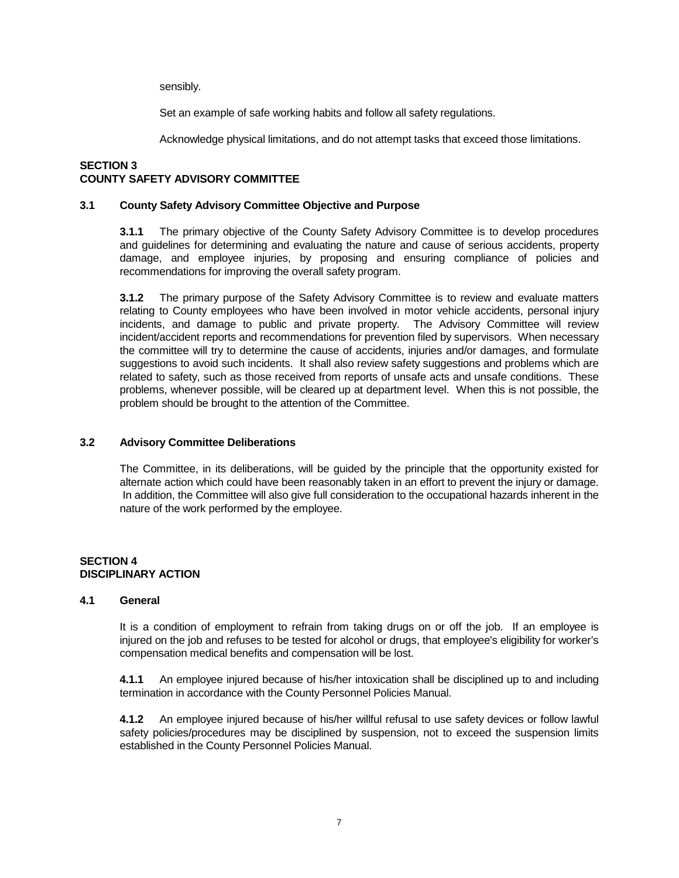sensibly.

Set an example of safe working habits and follow all safety regulations.

Acknowledge physical limitations, and do not attempt tasks that exceed those limitations.

## SECTION 3
## COUNTY SAFETY ADVISORY COMMITTEE

### 3.1 County Safety Advisory Committee Objective and Purpose

**3.1.1** The primary objective of the County Safety Advisory Committee is to develop procedures and guidelines for determining and evaluating the nature and cause of serious accidents, property damage, and employee injuries, by proposing and ensuring compliance of policies and recommendations for improving the overall safety program.

**3.1.2** The primary purpose of the Safety Advisory Committee is to review and evaluate matters relating to County employees who have been involved in motor vehicle accidents, personal injury incidents, and damage to public and private property. The Advisory Committee will review incident/accident reports and recommendations for prevention filed by supervisors. When necessary the committee will try to determine the cause of accidents, injuries and/or damages, and formulate suggestions to avoid such incidents. It shall also review safety suggestions and problems which are related to safety, such as those received from reports of unsafe acts and unsafe conditions. These problems, whenever possible, will be cleared up at department level. When this is not possible, the problem should be brought to the attention of the Committee.

### 3.2 Advisory Committee Deliberations

The Committee, in its deliberations, will be guided by the principle that the opportunity existed for alternate action which could have been reasonably taken in an effort to prevent the injury or damage. In addition, the Committee will also give full consideration to the occupational hazards inherent in the nature of the work performed by the employee.

## SECTION 4
## DISCIPLINARY ACTION

### 4.1 General

It is a condition of employment to refrain from taking drugs on or off the job. If an employee is injured on the job and refuses to be tested for alcohol or drugs, that employee's eligibility for worker's compensation medical benefits and compensation will be lost.

**4.1.1** An employee injured because of his/her intoxication shall be disciplined up to and including termination in accordance with the County Personnel Policies Manual.

**4.1.2** An employee injured because of his/her willful refusal to use safety devices or follow lawful safety policies/procedures may be disciplined by suspension, not to exceed the suspension limits established in the County Personnel Policies Manual.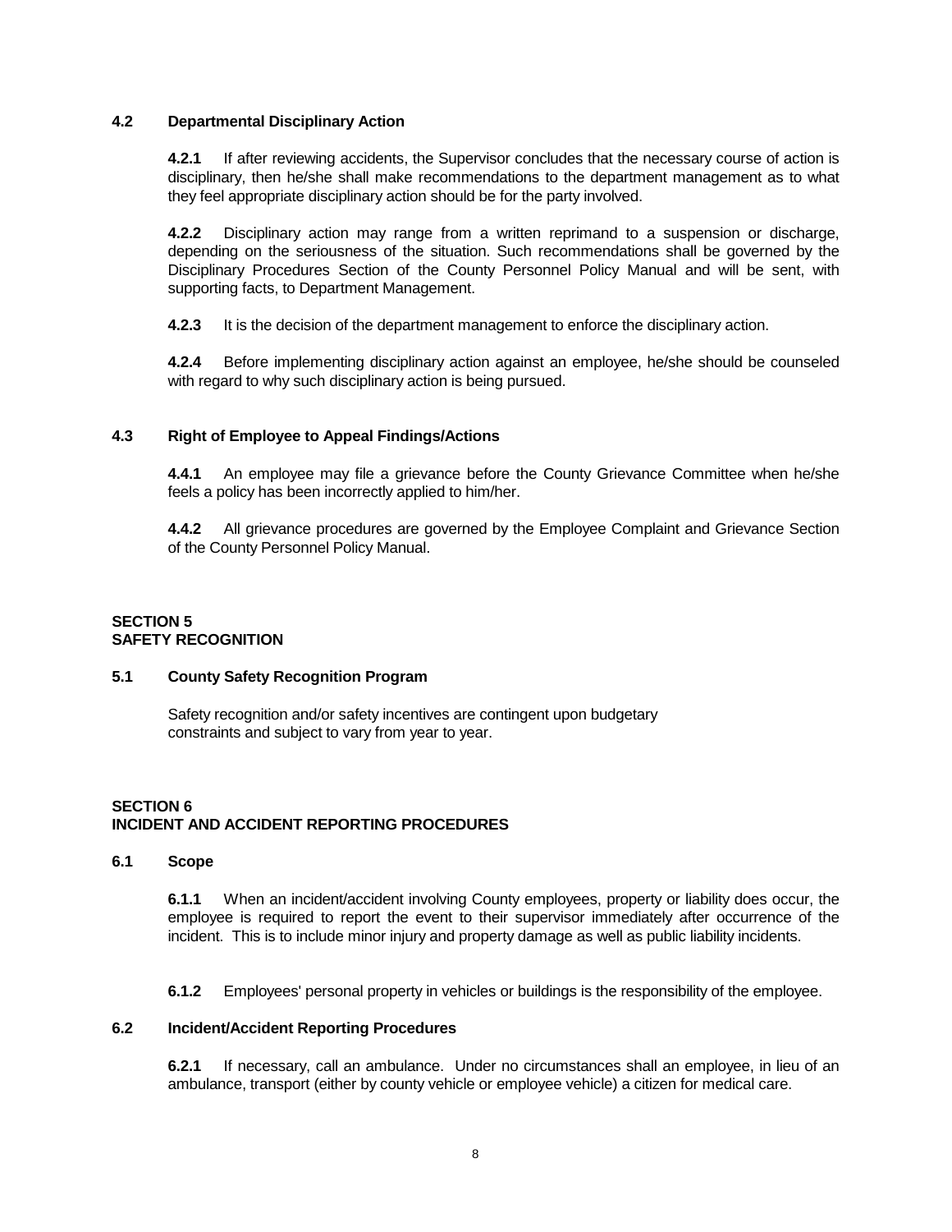### 4.2 Departmental Disciplinary Action

**4.2.1** If after reviewing accidents, the Supervisor concludes that the necessary course of action is disciplinary, then he/she shall make recommendations to the department management as to what they feel appropriate disciplinary action should be for the party involved.

**4.2.2** Disciplinary action may range from a written reprimand to a suspension or discharge, depending on the seriousness of the situation. Such recommendations shall be governed by the Disciplinary Procedures Section of the County Personnel Policy Manual and will be sent, with supporting facts, to Department Management.

**4.2.3** It is the decision of the department management to enforce the disciplinary action.

**4.2.4** Before implementing disciplinary action against an employee, he/she should be counseled with regard to why such disciplinary action is being pursued.

### 4.3 Right of Employee to Appeal Findings/Actions

**4.4.1** An employee may file a grievance before the County Grievance Committee when he/she feels a policy has been incorrectly applied to him/her.

**4.4.2** All grievance procedures are governed by the Employee Complaint and Grievance Section of the County Personnel Policy Manual.

## SECTION 5
## SAFETY RECOGNITION

### 5.1 County Safety Recognition Program

Safety recognition and/or safety incentives are contingent upon budgetary constraints and subject to vary from year to year.

## SECTION 6
## INCIDENT AND ACCIDENT REPORTING PROCEDURES

### 6.1 Scope

**6.1.1** When an incident/accident involving County employees, property or liability does occur, the employee is required to report the event to their supervisor immediately after occurrence of the incident. This is to include minor injury and property damage as well as public liability incidents.

**6.1.2** Employees' personal property in vehicles or buildings is the responsibility of the employee.

### 6.2 Incident/Accident Reporting Procedures

**6.2.1** If necessary, call an ambulance. Under no circumstances shall an employee, in lieu of an ambulance, transport (either by county vehicle or employee vehicle) a citizen for medical care.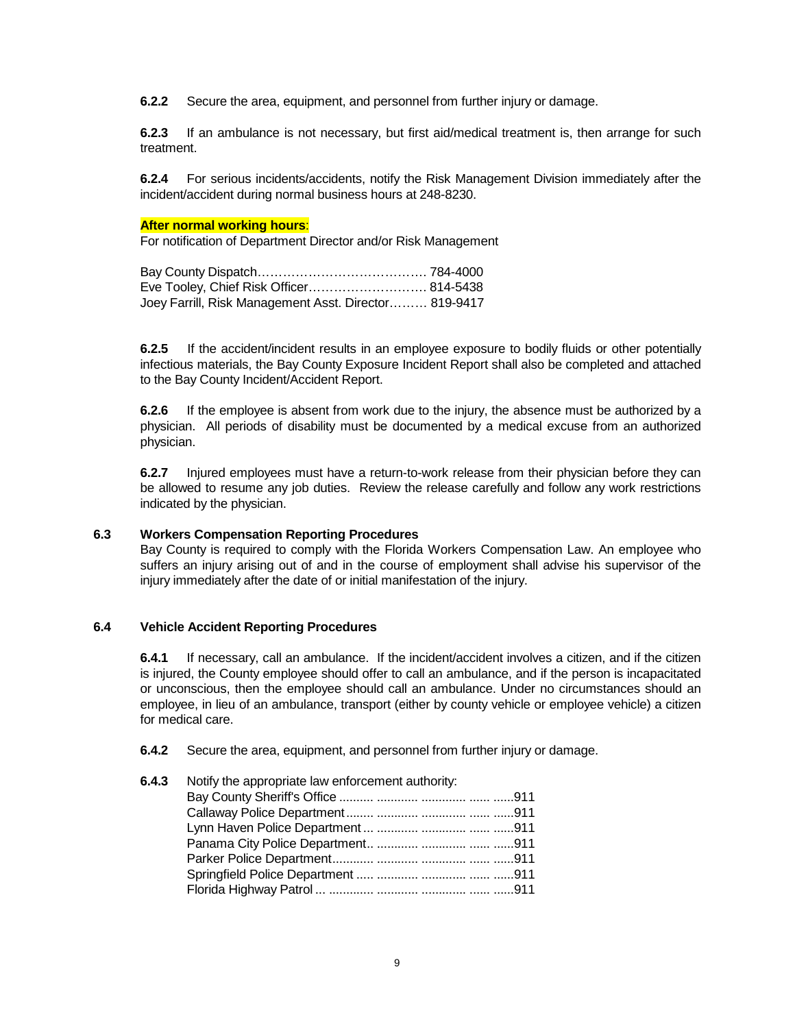**6.2.2** Secure the area, equipment, and personnel from further injury or damage.

**6.2.3** If an ambulance is not necessary, but first aid/medical treatment is, then arrange for such treatment.

**6.2.4** For serious incidents/accidents, notify the Risk Management Division immediately after the incident/accident during normal business hours at 248-8230.

**After normal working hours**:
For notification of Department Director and/or Risk Management

Bay County Dispatch…………………………………. 784-4000
Eve Tooley, Chief Risk Officer………………………. 814-5438
Joey Farrill, Risk Management Asst. Director……… 819-9417

**6.2.5** If the accident/incident results in an employee exposure to bodily fluids or other potentially infectious materials, the Bay County Exposure Incident Report shall also be completed and attached to the Bay County Incident/Accident Report.

**6.2.6** If the employee is absent from work due to the injury, the absence must be authorized by a physician. All periods of disability must be documented by a medical excuse from an authorized physician.

**6.2.7** Injured employees must have a return-to-work release from their physician before they can be allowed to resume any job duties. Review the release carefully and follow any work restrictions indicated by the physician.

### 6.3 Workers Compensation Reporting Procedures

Bay County is required to comply with the Florida Workers Compensation Law. An employee who suffers an injury arising out of and in the course of employment shall advise his supervisor of the injury immediately after the date of or initial manifestation of the injury.

### 6.4 Vehicle Accident Reporting Procedures

**6.4.1** If necessary, call an ambulance. If the incident/accident involves a citizen, and if the citizen is injured, the County employee should offer to call an ambulance, and if the person is incapacitated or unconscious, then the employee should call an ambulance. Under no circumstances should an employee, in lieu of an ambulance, transport (either by county vehicle or employee vehicle) a citizen for medical care.

**6.4.2** Secure the area, equipment, and personnel from further injury or damage.

**6.4.3** Notify the appropriate law enforcement authority:
Bay County Sheriff's Office .......... ............ ............. ...... ......911
Callaway Police Department........ ............ ............. ...... ......911
Lynn Haven Police Department ... ............ ............. ...... ......911
Panama City Police Department.. ............ ............. ...... ......911
Parker Police Department............ ............ ............. ...... ......911
Springfield Police Department ..... ............ ............. ...... ......911
Florida Highway Patrol ... ............. ............ ............. ...... ......911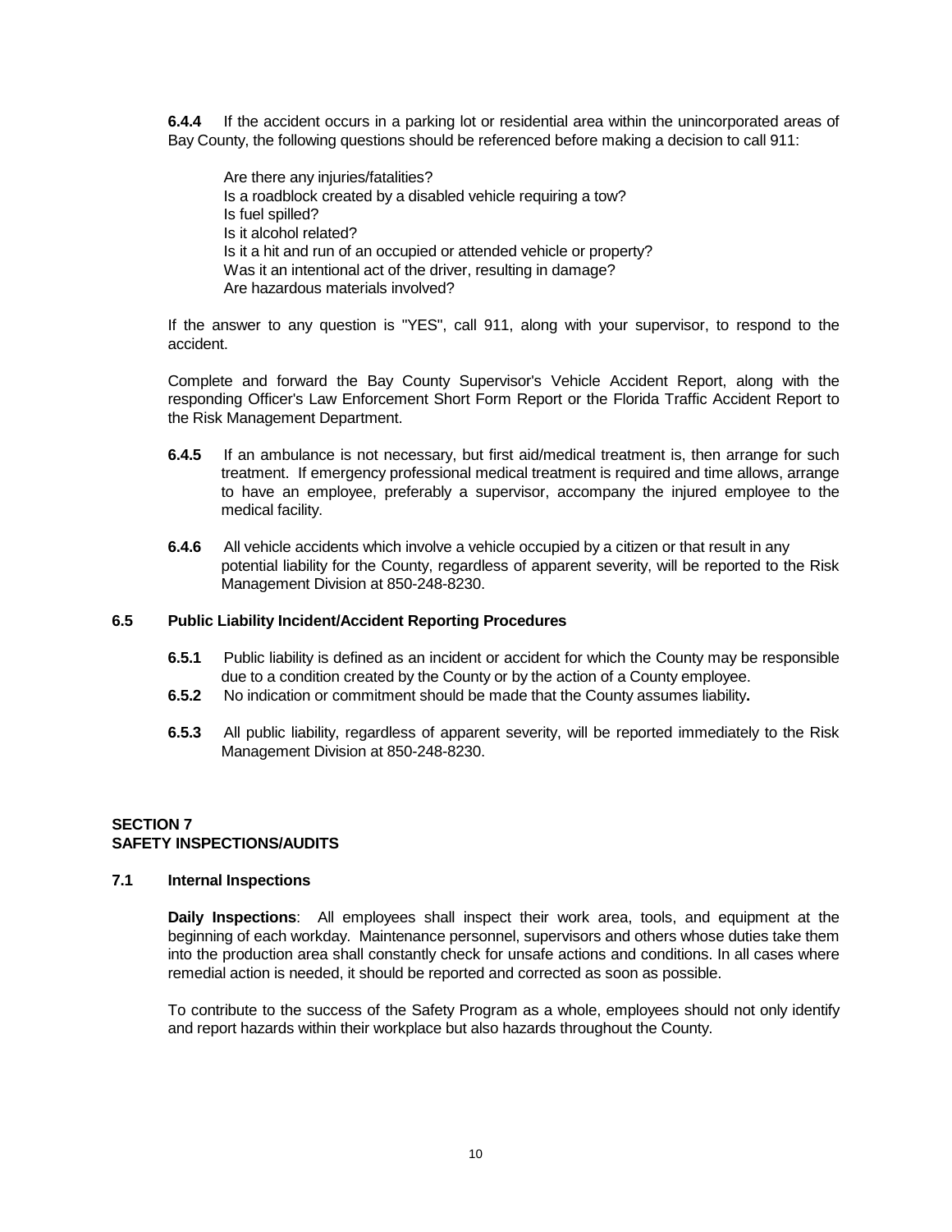**6.4.4** If the accident occurs in a parking lot or residential area within the unincorporated areas of Bay County, the following questions should be referenced before making a decision to call 911:

Are there any injuries/fatalities?
Is a roadblock created by a disabled vehicle requiring a tow?
Is fuel spilled?
Is it alcohol related?
Is it a hit and run of an occupied or attended vehicle or property?
Was it an intentional act of the driver, resulting in damage?
Are hazardous materials involved?

If the answer to any question is "YES", call 911, along with your supervisor, to respond to the accident.

Complete and forward the Bay County Supervisor's Vehicle Accident Report, along with the responding Officer's Law Enforcement Short Form Report or the Florida Traffic Accident Report to the Risk Management Department.

**6.4.5** If an ambulance is not necessary, but first aid/medical treatment is, then arrange for such treatment. If emergency professional medical treatment is required and time allows, arrange to have an employee, preferably a supervisor, accompany the injured employee to the medical facility.

**6.4.6** All vehicle accidents which involve a vehicle occupied by a citizen or that result in any potential liability for the County, regardless of apparent severity, will be reported to the Risk Management Division at 850-248-8230.

### 6.5 Public Liability Incident/Accident Reporting Procedures

**6.5.1** Public liability is defined as an incident or accident for which the County may be responsible due to a condition created by the County or by the action of a County employee.

**6.5.2** No indication or commitment should be made that the County assumes liability**.**

**6.5.3** All public liability, regardless of apparent severity, will be reported immediately to the Risk Management Division at 850-248-8230.

## SECTION 7
## SAFETY INSPECTIONS/AUDITS

### 7.1 Internal Inspections

**Daily Inspections**: All employees shall inspect their work area, tools, and equipment at the beginning of each workday. Maintenance personnel, supervisors and others whose duties take them into the production area shall constantly check for unsafe actions and conditions. In all cases where remedial action is needed, it should be reported and corrected as soon as possible.

To contribute to the success of the Safety Program as a whole, employees should not only identify and report hazards within their workplace but also hazards throughout the County.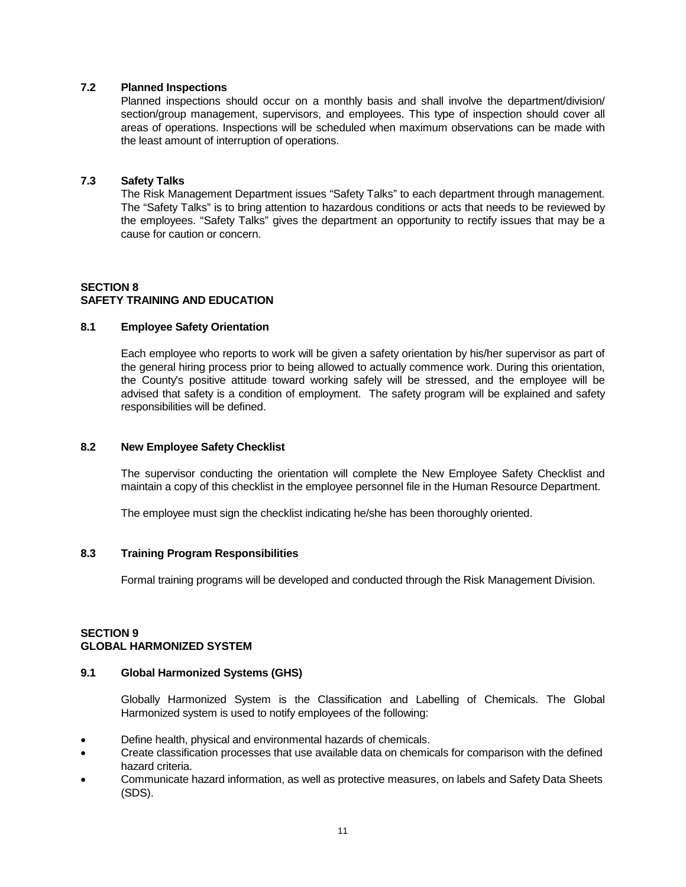### 7.2 Planned Inspections

Planned inspections should occur on a monthly basis and shall involve the department/division/section/group management, supervisors, and employees. This type of inspection should cover all areas of operations. Inspections will be scheduled when maximum observations can be made with the least amount of interruption of operations.

### 7.3 Safety Talks

The Risk Management Department issues "Safety Talks" to each department through management. The "Safety Talks" is to bring attention to hazardous conditions or acts that needs to be reviewed by the employees. "Safety Talks" gives the department an opportunity to rectify issues that may be a cause for caution or concern.

## SECTION 8
## SAFETY TRAINING AND EDUCATION

### 8.1 Employee Safety Orientation

Each employee who reports to work will be given a safety orientation by his/her supervisor as part of the general hiring process prior to being allowed to actually commence work. During this orientation, the County's positive attitude toward working safely will be stressed, and the employee will be advised that safety is a condition of employment. The safety program will be explained and safety responsibilities will be defined.

### 8.2 New Employee Safety Checklist

The supervisor conducting the orientation will complete the New Employee Safety Checklist and maintain a copy of this checklist in the employee personnel file in the Human Resource Department.

The employee must sign the checklist indicating he/she has been thoroughly oriented.

### 8.3 Training Program Responsibilities

Formal training programs will be developed and conducted through the Risk Management Division.

## SECTION 9
## GLOBAL HARMONIZED SYSTEM

### 9.1 Global Harmonized Systems (GHS)

Globally Harmonized System is the Classification and Labelling of Chemicals. The Global Harmonized system is used to notify employees of the following:

- Define health, physical and environmental hazards of chemicals.
- Create classification processes that use available data on chemicals for comparison with the defined hazard criteria.
- Communicate hazard information, as well as protective measures, on labels and Safety Data Sheets (SDS).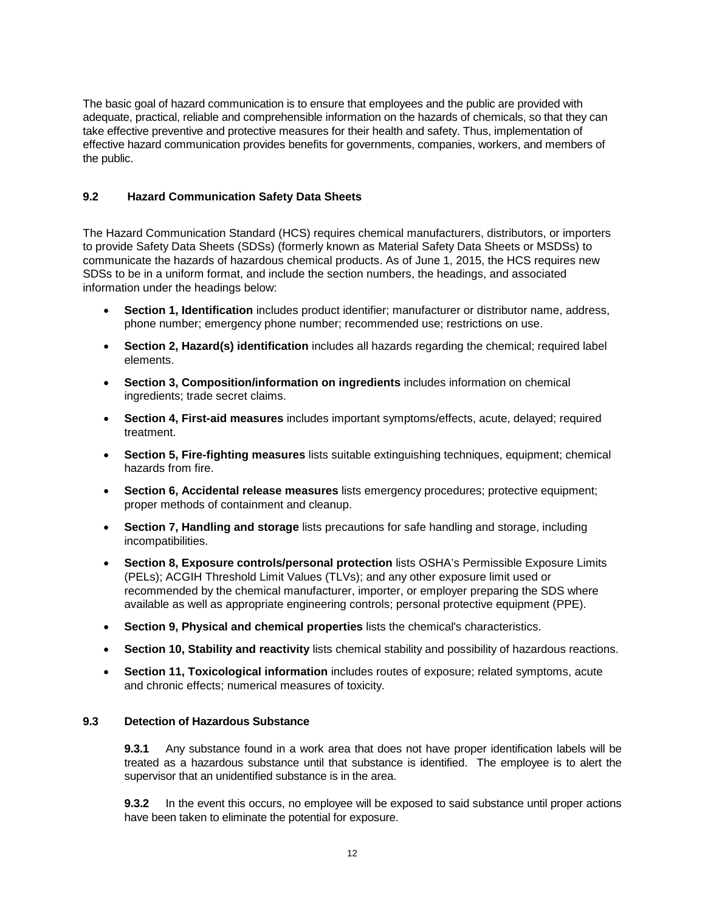The basic goal of hazard communication is to ensure that employees and the public are provided with adequate, practical, reliable and comprehensible information on the hazards of chemicals, so that they can take effective preventive and protective measures for their health and safety. Thus, implementation of effective hazard communication provides benefits for governments, companies, workers, and members of the public.

## 9.2 Hazard Communication Safety Data Sheets

The Hazard Communication Standard (HCS) requires chemical manufacturers, distributors, or importers to provide Safety Data Sheets (SDSs) (formerly known as Material Safety Data Sheets or MSDSs) to communicate the hazards of hazardous chemical products. As of June 1, 2015, the HCS requires new SDSs to be in a uniform format, and include the section numbers, the headings, and associated information under the headings below:

- **Section 1, Identification** includes product identifier; manufacturer or distributor name, address, phone number; emergency phone number; recommended use; restrictions on use.
- **Section 2, Hazard(s) identification** includes all hazards regarding the chemical; required label elements.
- **Section 3, Composition/information on ingredients** includes information on chemical ingredients; trade secret claims.
- **Section 4, First-aid measures** includes important symptoms/effects, acute, delayed; required treatment.
- **Section 5, Fire-fighting measures** lists suitable extinguishing techniques, equipment; chemical hazards from fire.
- **Section 6, Accidental release measures** lists emergency procedures; protective equipment; proper methods of containment and cleanup.
- **Section 7, Handling and storage** lists precautions for safe handling and storage, including incompatibilities.
- **Section 8, Exposure controls/personal protection** lists OSHA's Permissible Exposure Limits (PELs); ACGIH Threshold Limit Values (TLVs); and any other exposure limit used or recommended by the chemical manufacturer, importer, or employer preparing the SDS where available as well as appropriate engineering controls; personal protective equipment (PPE).
- **Section 9, Physical and chemical properties** lists the chemical's characteristics.
- **Section 10, Stability and reactivity** lists chemical stability and possibility of hazardous reactions.
- **Section 11, Toxicological information** includes routes of exposure; related symptoms, acute and chronic effects; numerical measures of toxicity.

## 9.3 Detection of Hazardous Substance

**9.3.1** Any substance found in a work area that does not have proper identification labels will be treated as a hazardous substance until that substance is identified. The employee is to alert the supervisor that an unidentified substance is in the area.

**9.3.2** In the event this occurs, no employee will be exposed to said substance until proper actions have been taken to eliminate the potential for exposure.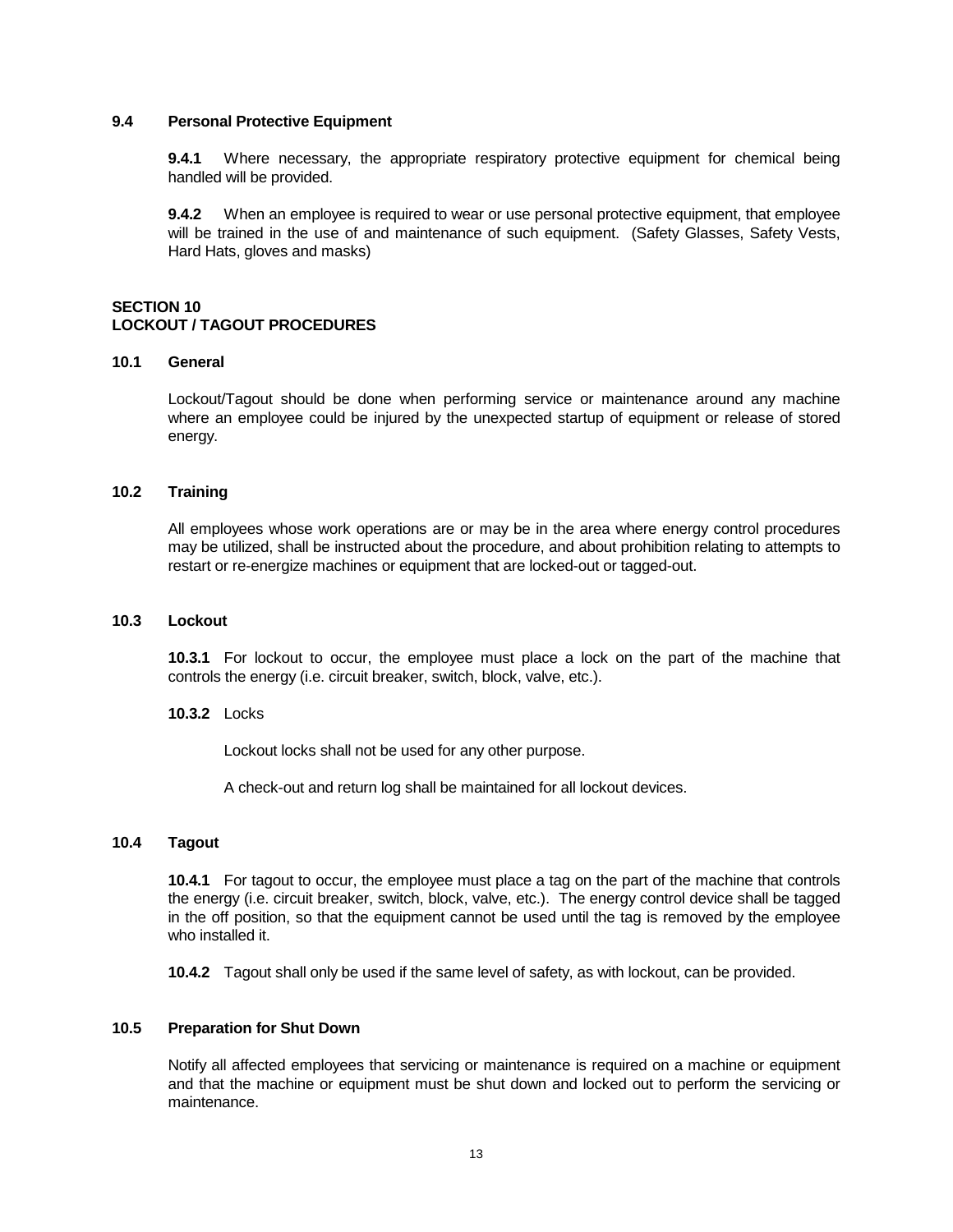### 9.4 Personal Protective Equipment

**9.4.1** Where necessary, the appropriate respiratory protective equipment for chemical being handled will be provided.

**9.4.2** When an employee is required to wear or use personal protective equipment, that employee will be trained in the use of and maintenance of such equipment. (Safety Glasses, Safety Vests, Hard Hats, gloves and masks)

## SECTION 10
## LOCKOUT / TAGOUT PROCEDURES

### 10.1 General

Lockout/Tagout should be done when performing service or maintenance around any machine where an employee could be injured by the unexpected startup of equipment or release of stored energy.

### 10.2 Training

All employees whose work operations are or may be in the area where energy control procedures may be utilized, shall be instructed about the procedure, and about prohibition relating to attempts to restart or re-energize machines or equipment that are locked-out or tagged-out.

### 10.3 Lockout

**10.3.1** For lockout to occur, the employee must place a lock on the part of the machine that controls the energy (i.e. circuit breaker, switch, block, valve, etc.).

**10.3.2** Locks

Lockout locks shall not be used for any other purpose.

A check-out and return log shall be maintained for all lockout devices.

### 10.4 Tagout

**10.4.1** For tagout to occur, the employee must place a tag on the part of the machine that controls the energy (i.e. circuit breaker, switch, block, valve, etc.). The energy control device shall be tagged in the off position, so that the equipment cannot be used until the tag is removed by the employee who installed it.

**10.4.2** Tagout shall only be used if the same level of safety, as with lockout, can be provided.

### 10.5 Preparation for Shut Down

Notify all affected employees that servicing or maintenance is required on a machine or equipment and that the machine or equipment must be shut down and locked out to perform the servicing or maintenance.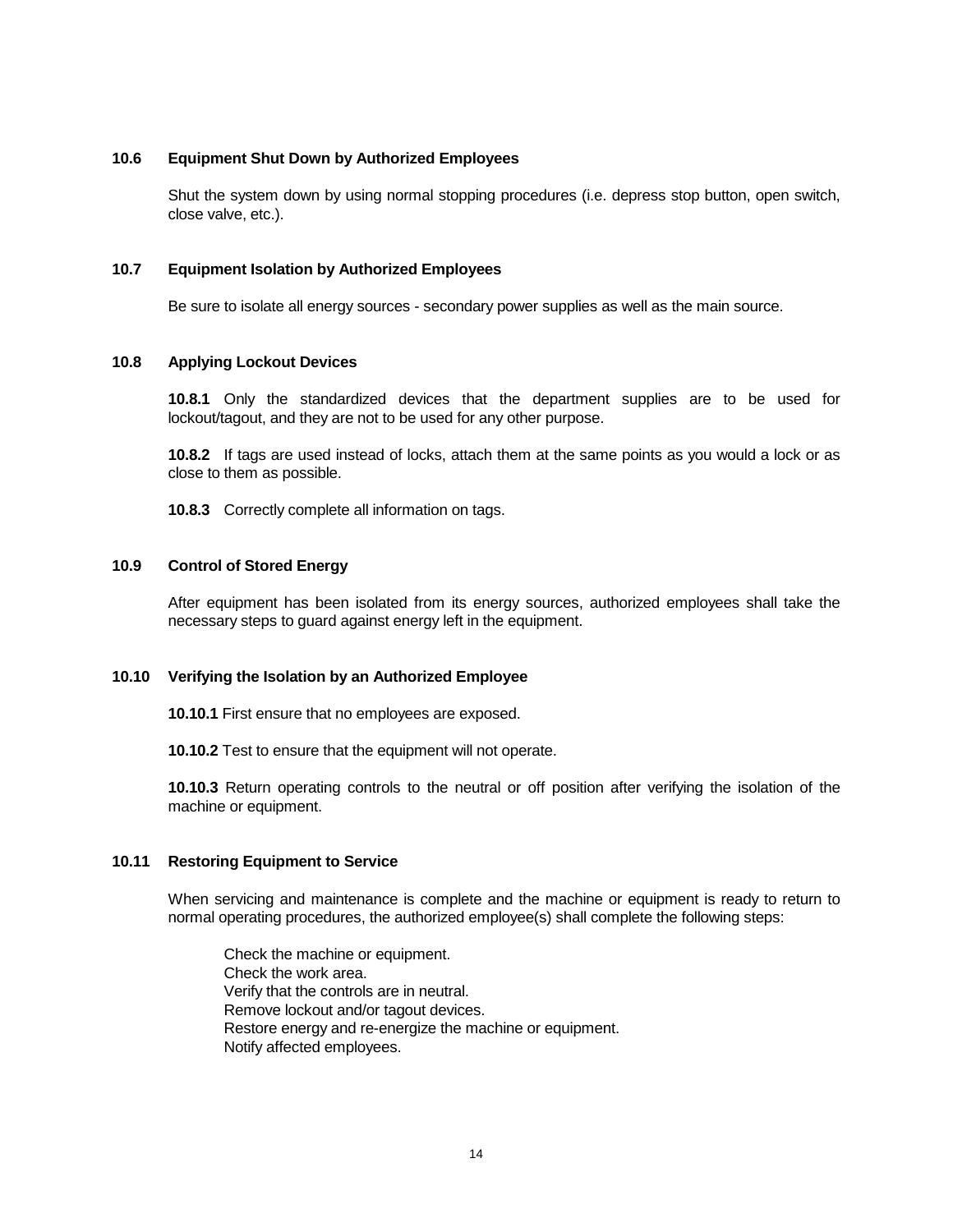### 10.6 Equipment Shut Down by Authorized Employees

Shut the system down by using normal stopping procedures (i.e. depress stop button, open switch, close valve, etc.).

### 10.7 Equipment Isolation by Authorized Employees

Be sure to isolate all energy sources - secondary power supplies as well as the main source.

### 10.8 Applying Lockout Devices

**10.8.1** Only the standardized devices that the department supplies are to be used for lockout/tagout, and they are not to be used for any other purpose.

**10.8.2** If tags are used instead of locks, attach them at the same points as you would a lock or as close to them as possible.

**10.8.3** Correctly complete all information on tags.

### 10.9 Control of Stored Energy

After equipment has been isolated from its energy sources, authorized employees shall take the necessary steps to guard against energy left in the equipment.

### 10.10 Verifying the Isolation by an Authorized Employee

**10.10.1** First ensure that no employees are exposed.

**10.10.2** Test to ensure that the equipment will not operate.

**10.10.3** Return operating controls to the neutral or off position after verifying the isolation of the machine or equipment.

### 10.11 Restoring Equipment to Service

When servicing and maintenance is complete and the machine or equipment is ready to return to normal operating procedures, the authorized employee(s) shall complete the following steps:

Check the machine or equipment.
Check the work area.
Verify that the controls are in neutral.
Remove lockout and/or tagout devices.
Restore energy and re-energize the machine or equipment.
Notify affected employees.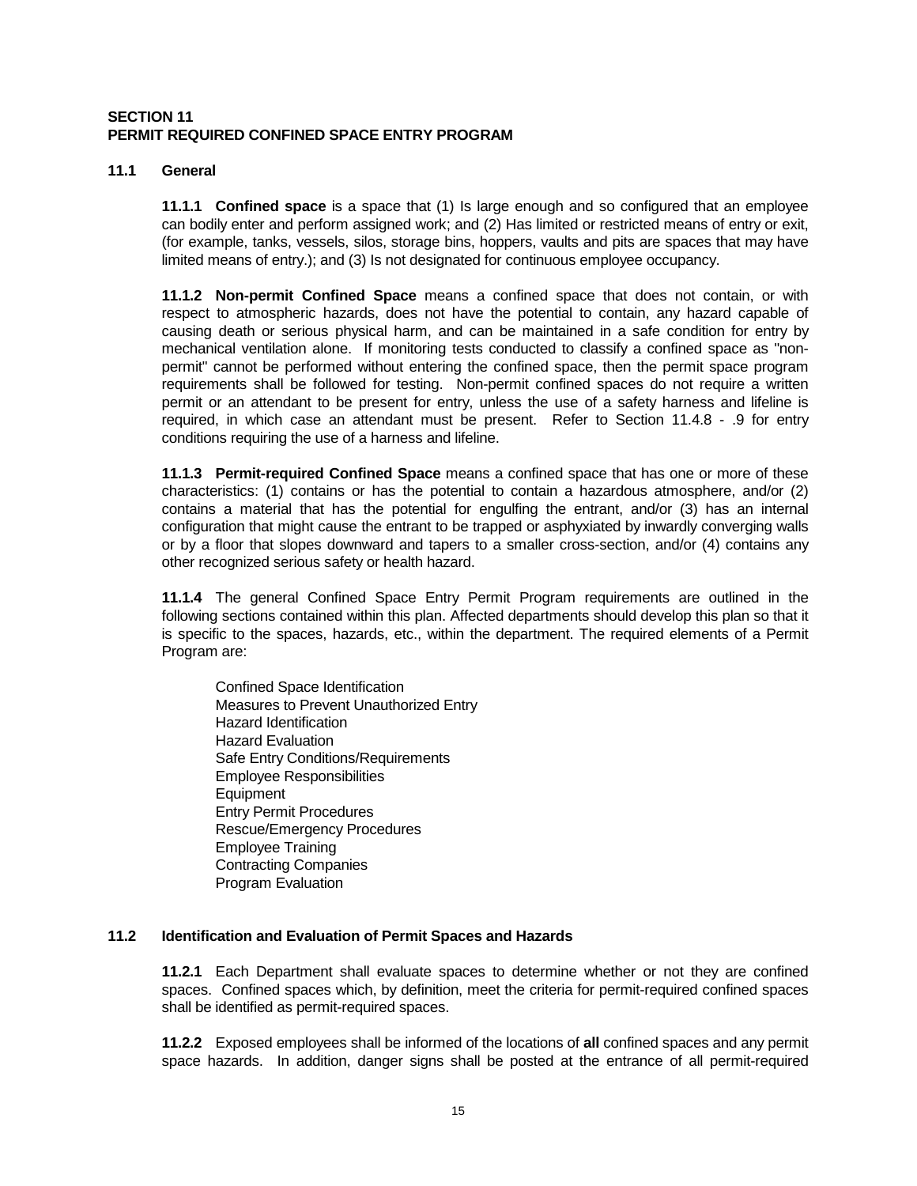## SECTION 11
## PERMIT REQUIRED CONFINED SPACE ENTRY PROGRAM

### 11.1 General

**11.1.1 Confined space** is a space that (1) Is large enough and so configured that an employee can bodily enter and perform assigned work; and (2) Has limited or restricted means of entry or exit, (for example, tanks, vessels, silos, storage bins, hoppers, vaults and pits are spaces that may have limited means of entry.); and (3) Is not designated for continuous employee occupancy.

**11.1.2 Non-permit Confined Space** means a confined space that does not contain, or with respect to atmospheric hazards, does not have the potential to contain, any hazard capable of causing death or serious physical harm, and can be maintained in a safe condition for entry by mechanical ventilation alone. If monitoring tests conducted to classify a confined space as "non-permit" cannot be performed without entering the confined space, then the permit space program requirements shall be followed for testing. Non-permit confined spaces do not require a written permit or an attendant to be present for entry, unless the use of a safety harness and lifeline is required, in which case an attendant must be present. Refer to Section 11.4.8 - .9 for entry conditions requiring the use of a harness and lifeline.

**11.1.3 Permit-required Confined Space** means a confined space that has one or more of these characteristics: (1) contains or has the potential to contain a hazardous atmosphere, and/or (2) contains a material that has the potential for engulfing the entrant, and/or (3) has an internal configuration that might cause the entrant to be trapped or asphyxiated by inwardly converging walls or by a floor that slopes downward and tapers to a smaller cross-section, and/or (4) contains any other recognized serious safety or health hazard.

**11.1.4** The general Confined Space Entry Permit Program requirements are outlined in the following sections contained within this plan. Affected departments should develop this plan so that it is specific to the spaces, hazards, etc., within the department. The required elements of a Permit Program are:

- Confined Space Identification
- Measures to Prevent Unauthorized Entry
- Hazard Identification
- Hazard Evaluation
- Safe Entry Conditions/Requirements
- Employee Responsibilities
- Equipment
- Entry Permit Procedures
- Rescue/Emergency Procedures
- Employee Training
- Contracting Companies
- Program Evaluation

### 11.2 Identification and Evaluation of Permit Spaces and Hazards

**11.2.1** Each Department shall evaluate spaces to determine whether or not they are confined spaces. Confined spaces which, by definition, meet the criteria for permit-required confined spaces shall be identified as permit-required spaces.

**11.2.2** Exposed employees shall be informed of the locations of **all** confined spaces and any permit space hazards. In addition, danger signs shall be posted at the entrance of all permit-required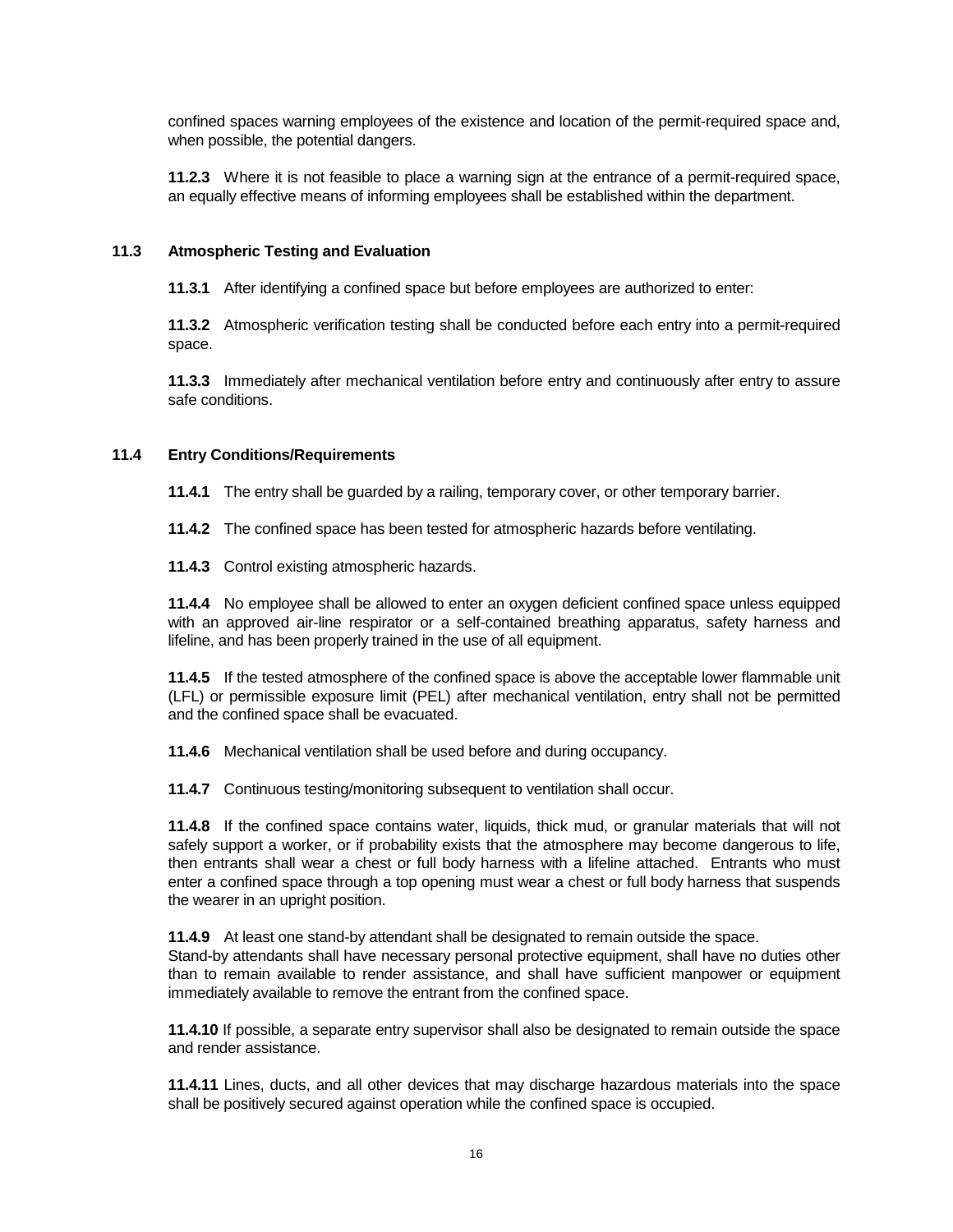confined spaces warning employees of the existence and location of the permit-required space and, when possible, the potential dangers.

**11.2.3** Where it is not feasible to place a warning sign at the entrance of a permit-required space, an equally effective means of informing employees shall be established within the department.

### 11.3 Atmospheric Testing and Evaluation

**11.3.1** After identifying a confined space but before employees are authorized to enter:

**11.3.2** Atmospheric verification testing shall be conducted before each entry into a permit-required space.

**11.3.3** Immediately after mechanical ventilation before entry and continuously after entry to assure safe conditions.

### 11.4 Entry Conditions/Requirements

**11.4.1** The entry shall be guarded by a railing, temporary cover, or other temporary barrier.

**11.4.2** The confined space has been tested for atmospheric hazards before ventilating.

**11.4.3** Control existing atmospheric hazards.

**11.4.4** No employee shall be allowed to enter an oxygen deficient confined space unless equipped with an approved air-line respirator or a self-contained breathing apparatus, safety harness and lifeline, and has been properly trained in the use of all equipment.

**11.4.5** If the tested atmosphere of the confined space is above the acceptable lower flammable unit (LFL) or permissible exposure limit (PEL) after mechanical ventilation, entry shall not be permitted and the confined space shall be evacuated.

**11.4.6** Mechanical ventilation shall be used before and during occupancy.

**11.4.7** Continuous testing/monitoring subsequent to ventilation shall occur.

**11.4.8** If the confined space contains water, liquids, thick mud, or granular materials that will not safely support a worker, or if probability exists that the atmosphere may become dangerous to life, then entrants shall wear a chest or full body harness with a lifeline attached. Entrants who must enter a confined space through a top opening must wear a chest or full body harness that suspends the wearer in an upright position.

**11.4.9** At least one stand-by attendant shall be designated to remain outside the space. Stand-by attendants shall have necessary personal protective equipment, shall have no duties other than to remain available to render assistance, and shall have sufficient manpower or equipment immediately available to remove the entrant from the confined space.

**11.4.10** If possible, a separate entry supervisor shall also be designated to remain outside the space and render assistance.

**11.4.11** Lines, ducts, and all other devices that may discharge hazardous materials into the space shall be positively secured against operation while the confined space is occupied.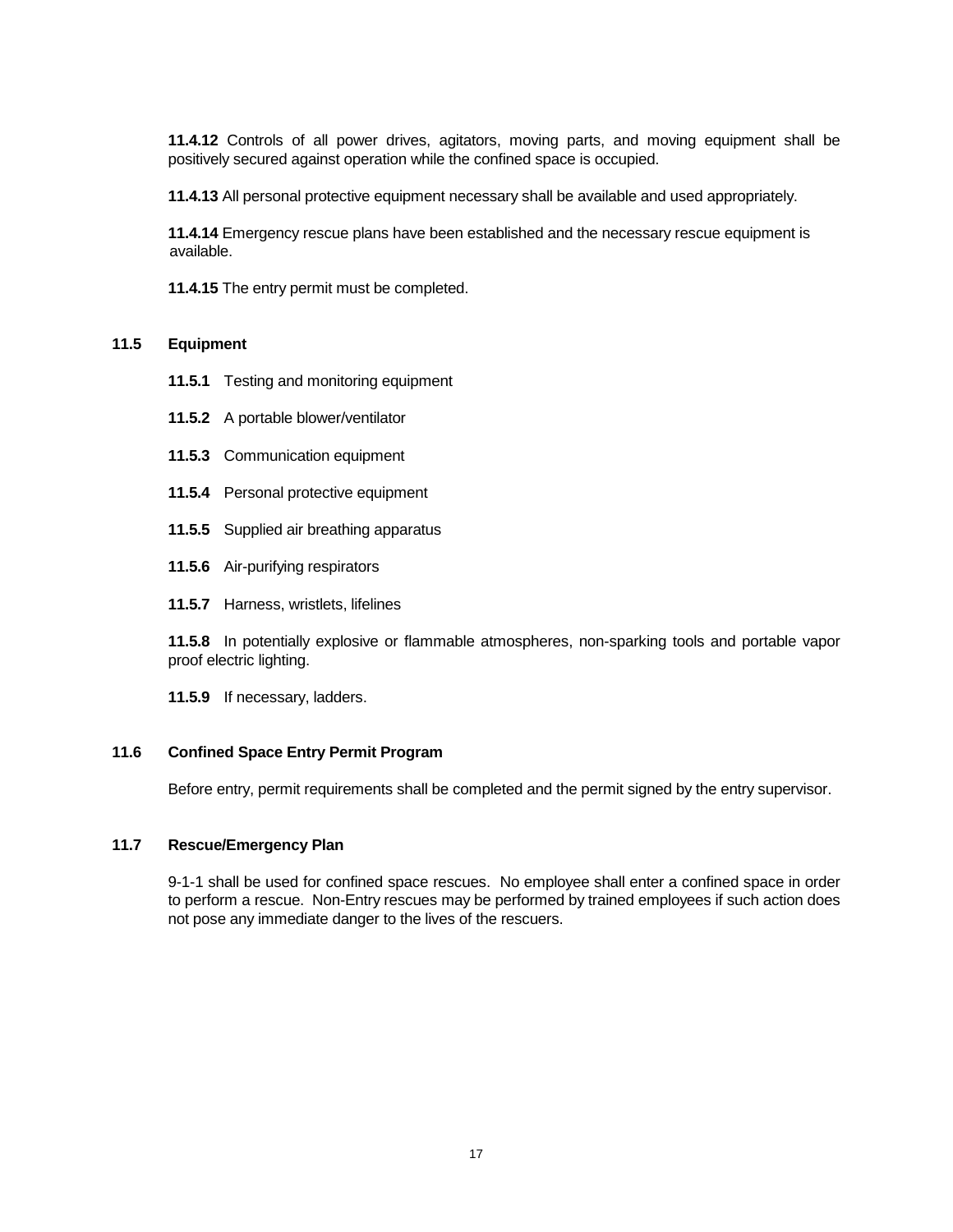**11.4.12** Controls of all power drives, agitators, moving parts, and moving equipment shall be positively secured against operation while the confined space is occupied.

**11.4.13** All personal protective equipment necessary shall be available and used appropriately.

**11.4.14** Emergency rescue plans have been established and the necessary rescue equipment is available.

**11.4.15** The entry permit must be completed.

## 11.5 Equipment

**11.5.1** Testing and monitoring equipment

**11.5.2** A portable blower/ventilator

**11.5.3** Communication equipment

**11.5.4** Personal protective equipment

**11.5.5** Supplied air breathing apparatus

**11.5.6** Air-purifying respirators

**11.5.7** Harness, wristlets, lifelines

**11.5.8** In potentially explosive or flammable atmospheres, non-sparking tools and portable vapor proof electric lighting.

**11.5.9** If necessary, ladders.

## 11.6 Confined Space Entry Permit Program

Before entry, permit requirements shall be completed and the permit signed by the entry supervisor.

## 11.7 Rescue/Emergency Plan

9-1-1 shall be used for confined space rescues. No employee shall enter a confined space in order to perform a rescue. Non-Entry rescues may be performed by trained employees if such action does not pose any immediate danger to the lives of the rescuers.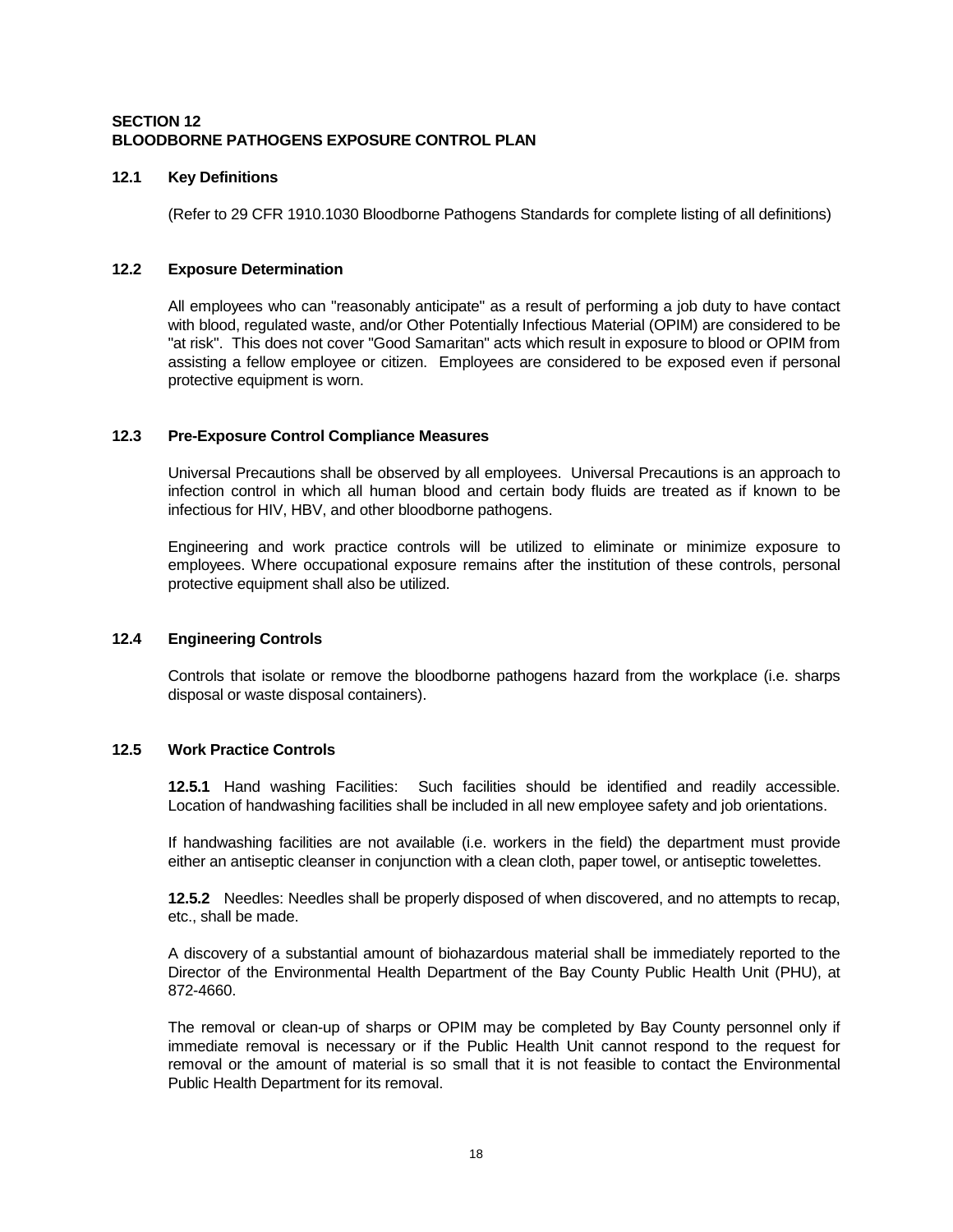## SECTION 12
## BLOODBORNE PATHOGENS EXPOSURE CONTROL PLAN

### 12.1 Key Definitions

(Refer to 29 CFR 1910.1030 Bloodborne Pathogens Standards for complete listing of all definitions)

### 12.2 Exposure Determination

All employees who can "reasonably anticipate" as a result of performing a job duty to have contact with blood, regulated waste, and/or Other Potentially Infectious Material (OPIM) are considered to be "at risk". This does not cover "Good Samaritan" acts which result in exposure to blood or OPIM from assisting a fellow employee or citizen. Employees are considered to be exposed even if personal protective equipment is worn.

### 12.3 Pre-Exposure Control Compliance Measures

Universal Precautions shall be observed by all employees. Universal Precautions is an approach to infection control in which all human blood and certain body fluids are treated as if known to be infectious for HIV, HBV, and other bloodborne pathogens.

Engineering and work practice controls will be utilized to eliminate or minimize exposure to employees. Where occupational exposure remains after the institution of these controls, personal protective equipment shall also be utilized.

### 12.4 Engineering Controls

Controls that isolate or remove the bloodborne pathogens hazard from the workplace (i.e. sharps disposal or waste disposal containers).

### 12.5 Work Practice Controls

**12.5.1** Hand washing Facilities: Such facilities should be identified and readily accessible. Location of handwashing facilities shall be included in all new employee safety and job orientations.

If handwashing facilities are not available (i.e. workers in the field) the department must provide either an antiseptic cleanser in conjunction with a clean cloth, paper towel, or antiseptic towelettes.

**12.5.2** Needles: Needles shall be properly disposed of when discovered, and no attempts to recap, etc., shall be made.

A discovery of a substantial amount of biohazardous material shall be immediately reported to the Director of the Environmental Health Department of the Bay County Public Health Unit (PHU), at 872-4660.

The removal or clean-up of sharps or OPIM may be completed by Bay County personnel only if immediate removal is necessary or if the Public Health Unit cannot respond to the request for removal or the amount of material is so small that it is not feasible to contact the Environmental Public Health Department for its removal.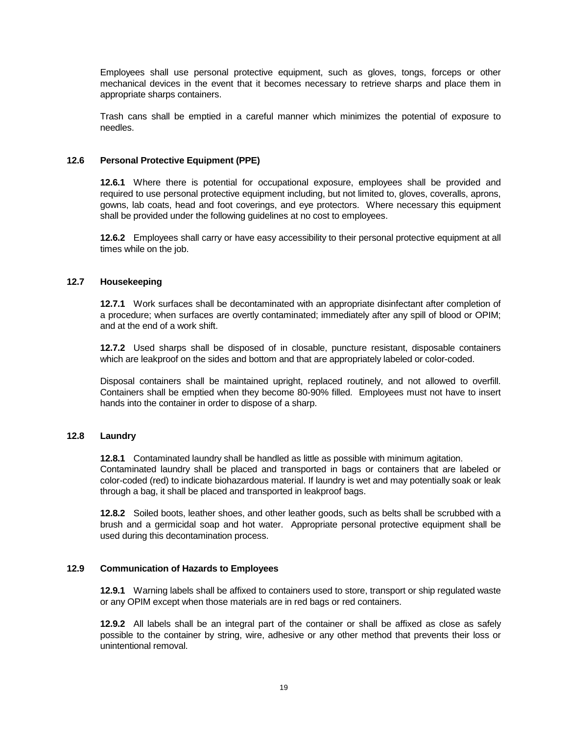Employees shall use personal protective equipment, such as gloves, tongs, forceps or other mechanical devices in the event that it becomes necessary to retrieve sharps and place them in appropriate sharps containers.

Trash cans shall be emptied in a careful manner which minimizes the potential of exposure to needles.

### 12.6 Personal Protective Equipment (PPE)

**12.6.1** Where there is potential for occupational exposure, employees shall be provided and required to use personal protective equipment including, but not limited to, gloves, coveralls, aprons, gowns, lab coats, head and foot coverings, and eye protectors. Where necessary this equipment shall be provided under the following guidelines at no cost to employees.

**12.6.2** Employees shall carry or have easy accessibility to their personal protective equipment at all times while on the job.

### 12.7 Housekeeping

**12.7.1** Work surfaces shall be decontaminated with an appropriate disinfectant after completion of a procedure; when surfaces are overtly contaminated; immediately after any spill of blood or OPIM; and at the end of a work shift.

**12.7.2** Used sharps shall be disposed of in closable, puncture resistant, disposable containers which are leakproof on the sides and bottom and that are appropriately labeled or color-coded.

Disposal containers shall be maintained upright, replaced routinely, and not allowed to overfill. Containers shall be emptied when they become 80-90% filled. Employees must not have to insert hands into the container in order to dispose of a sharp.

### 12.8 Laundry

**12.8.1** Contaminated laundry shall be handled as little as possible with minimum agitation. Contaminated laundry shall be placed and transported in bags or containers that are labeled or color-coded (red) to indicate biohazardous material. If laundry is wet and may potentially soak or leak through a bag, it shall be placed and transported in leakproof bags.

**12.8.2** Soiled boots, leather shoes, and other leather goods, such as belts shall be scrubbed with a brush and a germicidal soap and hot water. Appropriate personal protective equipment shall be used during this decontamination process.

### 12.9 Communication of Hazards to Employees

**12.9.1** Warning labels shall be affixed to containers used to store, transport or ship regulated waste or any OPIM except when those materials are in red bags or red containers.

**12.9.2** All labels shall be an integral part of the container or shall be affixed as close as safely possible to the container by string, wire, adhesive or any other method that prevents their loss or unintentional removal.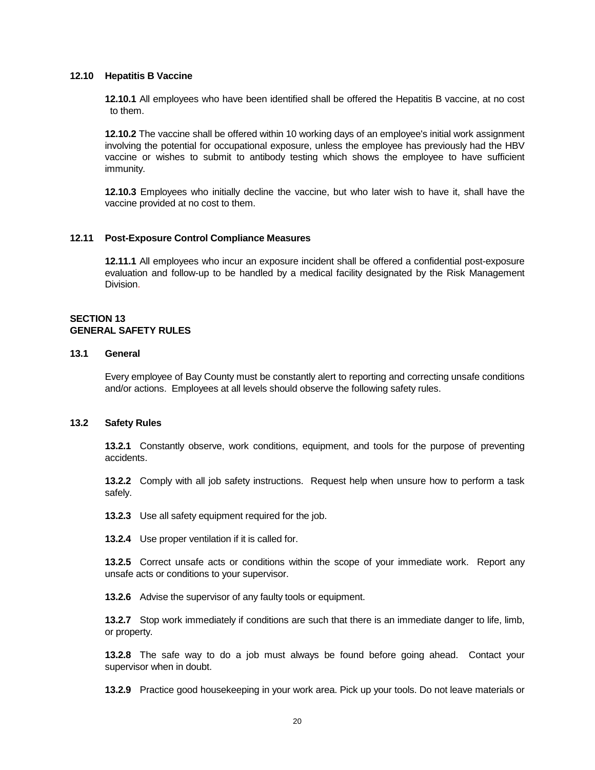### 12.10 Hepatitis B Vaccine

**12.10.1** All employees who have been identified shall be offered the Hepatitis B vaccine, at no cost to them.

**12.10.2** The vaccine shall be offered within 10 working days of an employee's initial work assignment involving the potential for occupational exposure, unless the employee has previously had the HBV vaccine or wishes to submit to antibody testing which shows the employee to have sufficient immunity.

**12.10.3** Employees who initially decline the vaccine, but who later wish to have it, shall have the vaccine provided at no cost to them.

### 12.11 Post-Exposure Control Compliance Measures

**12.11.1** All employees who incur an exposure incident shall be offered a confidential post-exposure evaluation and follow-up to be handled by a medical facility designated by the Risk Management Division.

## SECTION 13
## GENERAL SAFETY RULES

### 13.1 General

Every employee of Bay County must be constantly alert to reporting and correcting unsafe conditions and/or actions. Employees at all levels should observe the following safety rules.

### 13.2 Safety Rules

**13.2.1** Constantly observe, work conditions, equipment, and tools for the purpose of preventing accidents.

**13.2.2** Comply with all job safety instructions. Request help when unsure how to perform a task safely.

**13.2.3** Use all safety equipment required for the job.

**13.2.4** Use proper ventilation if it is called for.

**13.2.5** Correct unsafe acts or conditions within the scope of your immediate work. Report any unsafe acts or conditions to your supervisor.

**13.2.6** Advise the supervisor of any faulty tools or equipment.

**13.2.7** Stop work immediately if conditions are such that there is an immediate danger to life, limb, or property.

**13.2.8** The safe way to do a job must always be found before going ahead. Contact your supervisor when in doubt.

**13.2.9** Practice good housekeeping in your work area. Pick up your tools. Do not leave materials or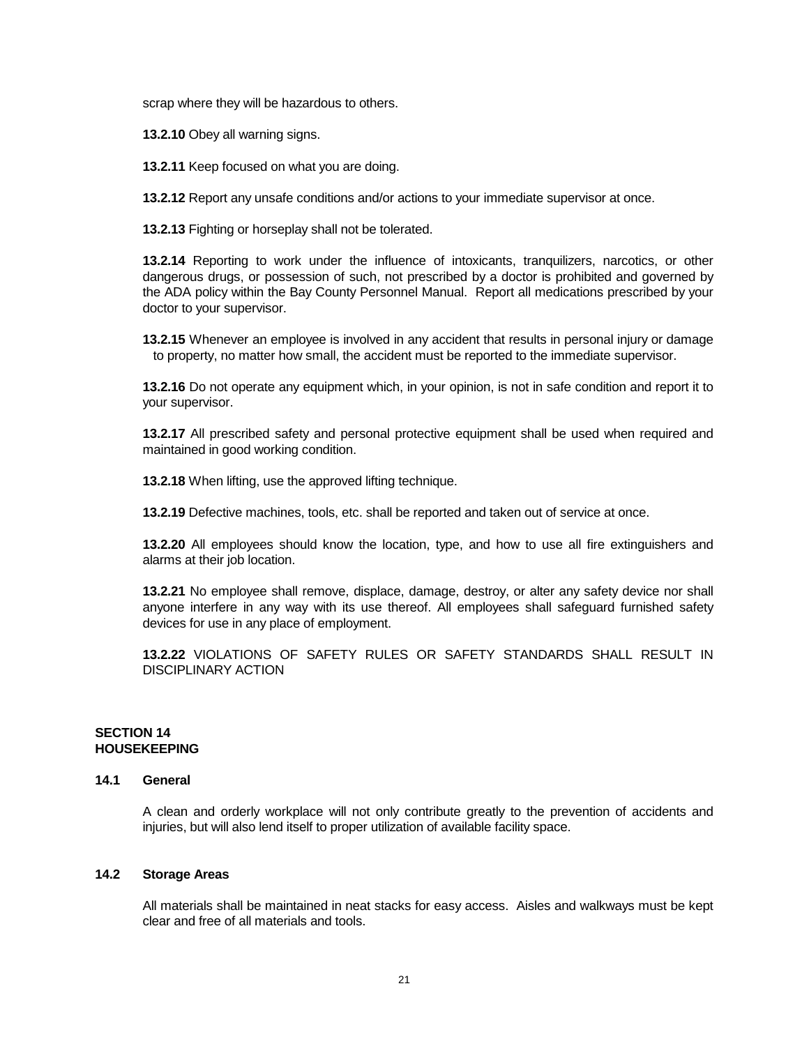scrap where they will be hazardous to others.

**13.2.10** Obey all warning signs.

**13.2.11** Keep focused on what you are doing.

**13.2.12** Report any unsafe conditions and/or actions to your immediate supervisor at once.

**13.2.13** Fighting or horseplay shall not be tolerated.

**13.2.14** Reporting to work under the influence of intoxicants, tranquilizers, narcotics, or other dangerous drugs, or possession of such, not prescribed by a doctor is prohibited and governed by the ADA policy within the Bay County Personnel Manual. Report all medications prescribed by your doctor to your supervisor.

**13.2.15** Whenever an employee is involved in any accident that results in personal injury or damage to property, no matter how small, the accident must be reported to the immediate supervisor.

**13.2.16** Do not operate any equipment which, in your opinion, is not in safe condition and report it to your supervisor.

**13.2.17** All prescribed safety and personal protective equipment shall be used when required and maintained in good working condition.

**13.2.18** When lifting, use the approved lifting technique.

**13.2.19** Defective machines, tools, etc. shall be reported and taken out of service at once.

**13.2.20** All employees should know the location, type, and how to use all fire extinguishers and alarms at their job location.

**13.2.21** No employee shall remove, displace, damage, destroy, or alter any safety device nor shall anyone interfere in any way with its use thereof. All employees shall safeguard furnished safety devices for use in any place of employment.

**13.2.22** VIOLATIONS OF SAFETY RULES OR SAFETY STANDARDS SHALL RESULT IN DISCIPLINARY ACTION

## SECTION 14
## HOUSEKEEPING

### 14.1 General

A clean and orderly workplace will not only contribute greatly to the prevention of accidents and injuries, but will also lend itself to proper utilization of available facility space.

### 14.2 Storage Areas

All materials shall be maintained in neat stacks for easy access. Aisles and walkways must be kept clear and free of all materials and tools.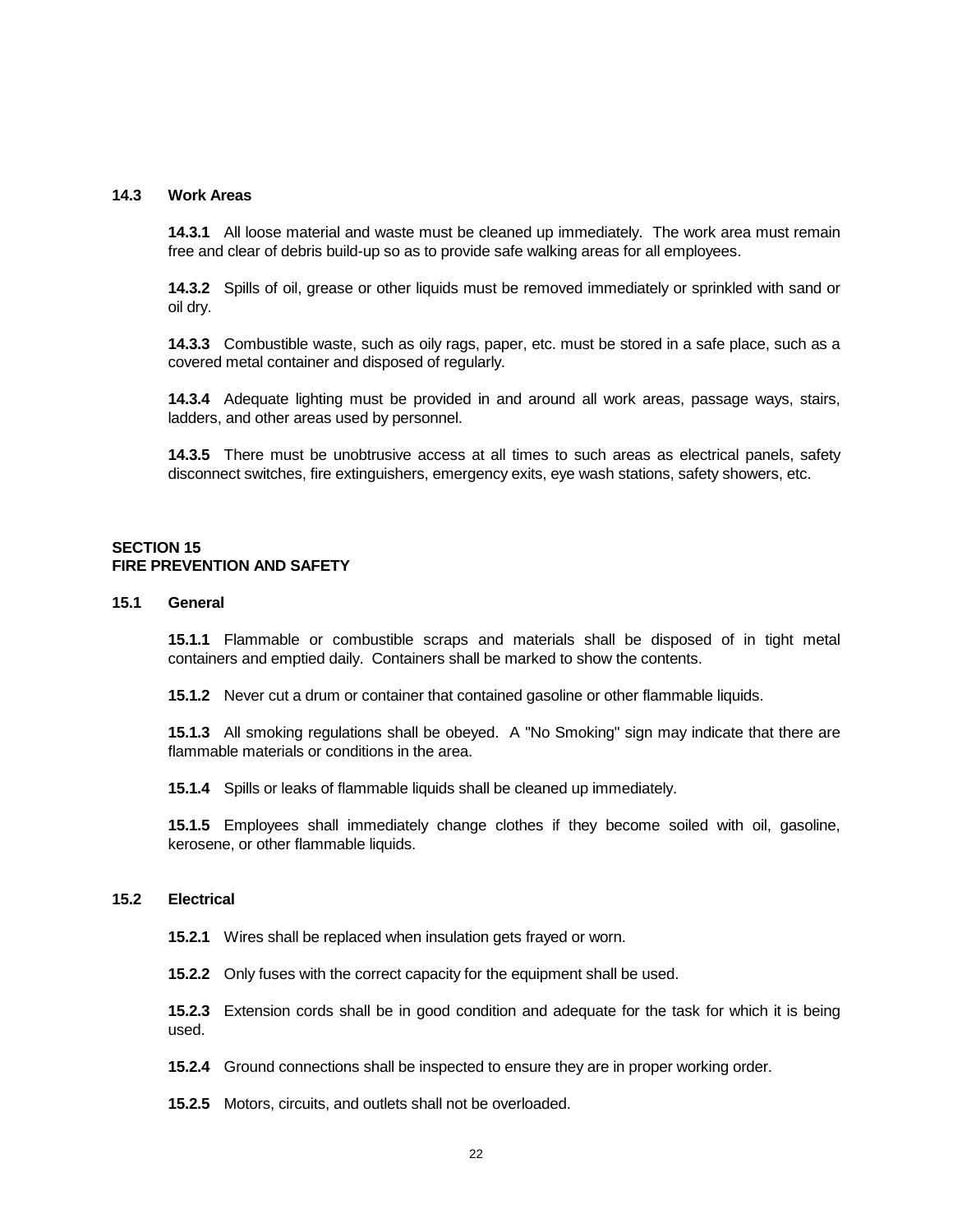### 14.3 Work Areas

**14.3.1** All loose material and waste must be cleaned up immediately. The work area must remain free and clear of debris build-up so as to provide safe walking areas for all employees.

**14.3.2** Spills of oil, grease or other liquids must be removed immediately or sprinkled with sand or oil dry.

**14.3.3** Combustible waste, such as oily rags, paper, etc. must be stored in a safe place, such as a covered metal container and disposed of regularly.

**14.3.4** Adequate lighting must be provided in and around all work areas, passage ways, stairs, ladders, and other areas used by personnel.

**14.3.5** There must be unobtrusive access at all times to such areas as electrical panels, safety disconnect switches, fire extinguishers, emergency exits, eye wash stations, safety showers, etc.

## SECTION 15
## FIRE PREVENTION AND SAFETY

### 15.1 General

**15.1.1** Flammable or combustible scraps and materials shall be disposed of in tight metal containers and emptied daily. Containers shall be marked to show the contents.

**15.1.2** Never cut a drum or container that contained gasoline or other flammable liquids.

**15.1.3** All smoking regulations shall be obeyed. A "No Smoking" sign may indicate that there are flammable materials or conditions in the area.

**15.1.4** Spills or leaks of flammable liquids shall be cleaned up immediately.

**15.1.5** Employees shall immediately change clothes if they become soiled with oil, gasoline, kerosene, or other flammable liquids.

### 15.2 Electrical

**15.2.1** Wires shall be replaced when insulation gets frayed or worn.

**15.2.2** Only fuses with the correct capacity for the equipment shall be used.

**15.2.3** Extension cords shall be in good condition and adequate for the task for which it is being used.

**15.2.4** Ground connections shall be inspected to ensure they are in proper working order.

**15.2.5** Motors, circuits, and outlets shall not be overloaded.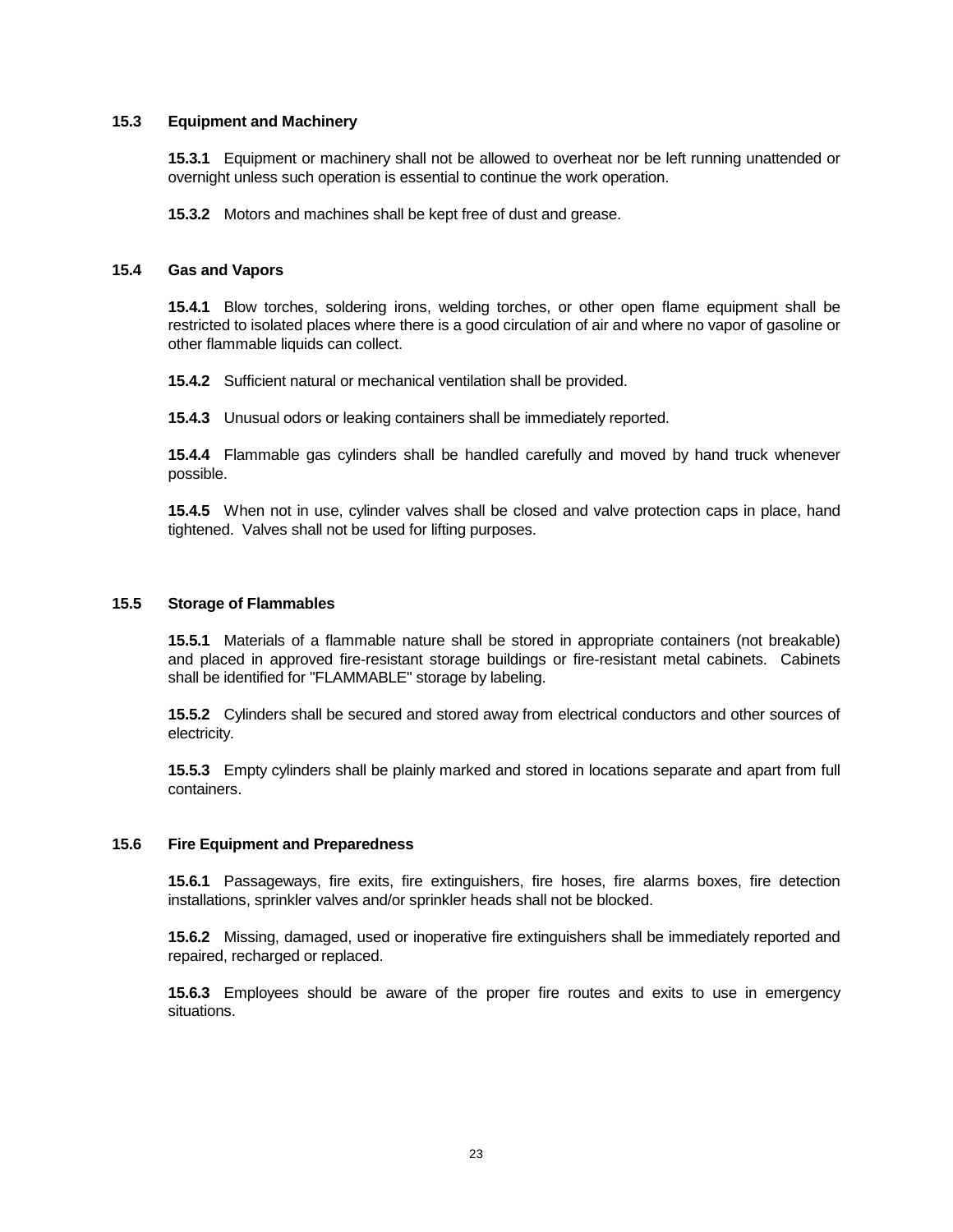### 15.3 Equipment and Machinery

**15.3.1** Equipment or machinery shall not be allowed to overheat nor be left running unattended or overnight unless such operation is essential to continue the work operation.

**15.3.2** Motors and machines shall be kept free of dust and grease.

### 15.4 Gas and Vapors

**15.4.1** Blow torches, soldering irons, welding torches, or other open flame equipment shall be restricted to isolated places where there is a good circulation of air and where no vapor of gasoline or other flammable liquids can collect.

**15.4.2** Sufficient natural or mechanical ventilation shall be provided.

**15.4.3** Unusual odors or leaking containers shall be immediately reported.

**15.4.4** Flammable gas cylinders shall be handled carefully and moved by hand truck whenever possible.

**15.4.5** When not in use, cylinder valves shall be closed and valve protection caps in place, hand tightened. Valves shall not be used for lifting purposes.

### 15.5 Storage of Flammables

**15.5.1** Materials of a flammable nature shall be stored in appropriate containers (not breakable) and placed in approved fire-resistant storage buildings or fire-resistant metal cabinets. Cabinets shall be identified for "FLAMMABLE" storage by labeling.

**15.5.2** Cylinders shall be secured and stored away from electrical conductors and other sources of electricity.

**15.5.3** Empty cylinders shall be plainly marked and stored in locations separate and apart from full containers.

### 15.6 Fire Equipment and Preparedness

**15.6.1** Passageways, fire exits, fire extinguishers, fire hoses, fire alarms boxes, fire detection installations, sprinkler valves and/or sprinkler heads shall not be blocked.

**15.6.2** Missing, damaged, used or inoperative fire extinguishers shall be immediately reported and repaired, recharged or replaced.

**15.6.3** Employees should be aware of the proper fire routes and exits to use in emergency situations.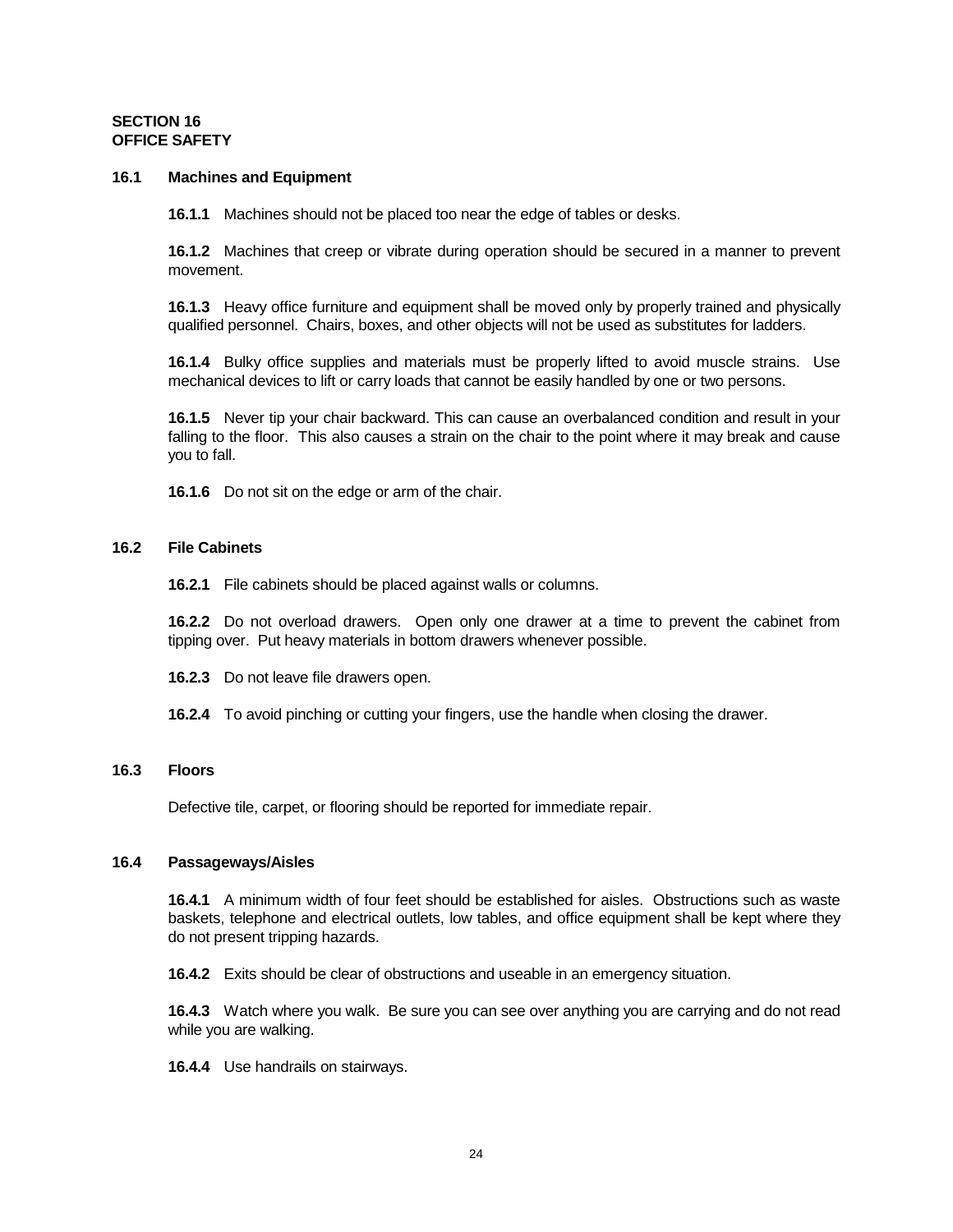# SECTION 16
# OFFICE SAFETY

## 16.1 Machines and Equipment

**16.1.1** Machines should not be placed too near the edge of tables or desks.

**16.1.2** Machines that creep or vibrate during operation should be secured in a manner to prevent movement.

**16.1.3** Heavy office furniture and equipment shall be moved only by properly trained and physically qualified personnel. Chairs, boxes, and other objects will not be used as substitutes for ladders.

**16.1.4** Bulky office supplies and materials must be properly lifted to avoid muscle strains. Use mechanical devices to lift or carry loads that cannot be easily handled by one or two persons.

**16.1.5** Never tip your chair backward. This can cause an overbalanced condition and result in your falling to the floor. This also causes a strain on the chair to the point where it may break and cause you to fall.

**16.1.6** Do not sit on the edge or arm of the chair.

## 16.2 File Cabinets

**16.2.1** File cabinets should be placed against walls or columns.

**16.2.2** Do not overload drawers. Open only one drawer at a time to prevent the cabinet from tipping over. Put heavy materials in bottom drawers whenever possible.

**16.2.3** Do not leave file drawers open.

**16.2.4** To avoid pinching or cutting your fingers, use the handle when closing the drawer.

## 16.3 Floors

Defective tile, carpet, or flooring should be reported for immediate repair.

## 16.4 Passageways/Aisles

**16.4.1** A minimum width of four feet should be established for aisles. Obstructions such as waste baskets, telephone and electrical outlets, low tables, and office equipment shall be kept where they do not present tripping hazards.

**16.4.2** Exits should be clear of obstructions and useable in an emergency situation.

**16.4.3** Watch where you walk. Be sure you can see over anything you are carrying and do not read while you are walking.

**16.4.4** Use handrails on stairways.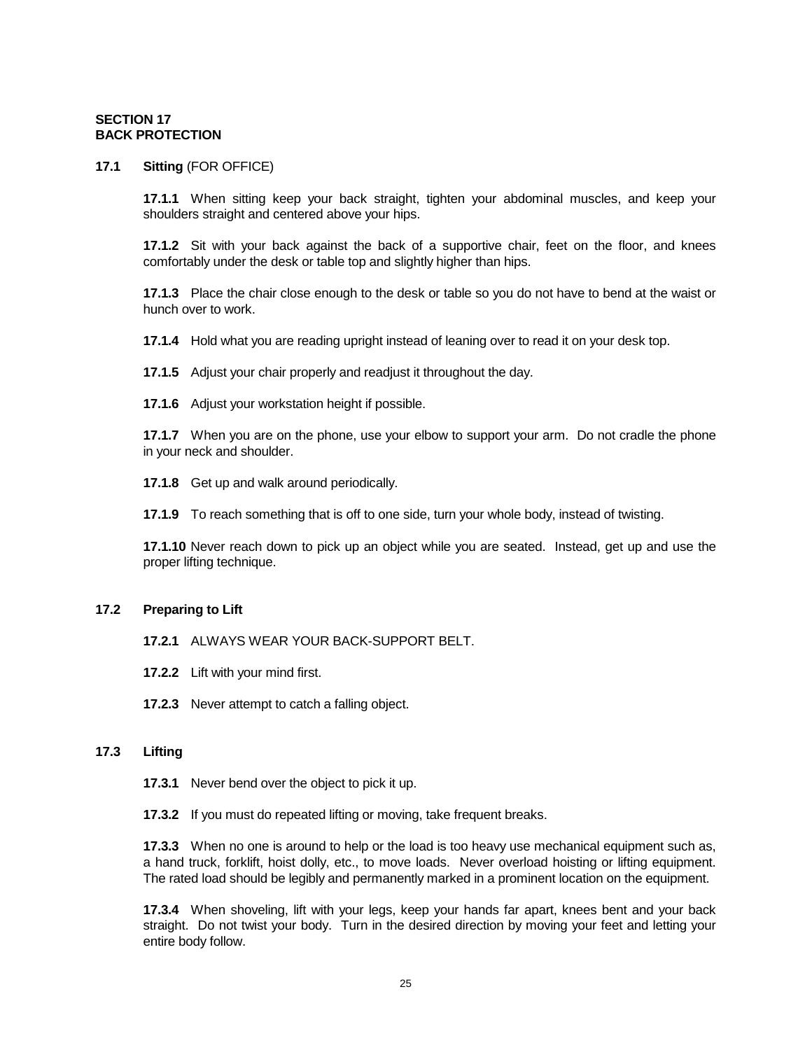## SECTION 17
## BACK PROTECTION

### 17.1 Sitting (FOR OFFICE)

**17.1.1** When sitting keep your back straight, tighten your abdominal muscles, and keep your shoulders straight and centered above your hips.

**17.1.2** Sit with your back against the back of a supportive chair, feet on the floor, and knees comfortably under the desk or table top and slightly higher than hips.

**17.1.3** Place the chair close enough to the desk or table so you do not have to bend at the waist or hunch over to work.

**17.1.4** Hold what you are reading upright instead of leaning over to read it on your desk top.

**17.1.5** Adjust your chair properly and readjust it throughout the day.

**17.1.6** Adjust your workstation height if possible.

**17.1.7** When you are on the phone, use your elbow to support your arm. Do not cradle the phone in your neck and shoulder.

**17.1.8** Get up and walk around periodically.

**17.1.9** To reach something that is off to one side, turn your whole body, instead of twisting.

**17.1.10** Never reach down to pick up an object while you are seated. Instead, get up and use the proper lifting technique.

### 17.2 Preparing to Lift

**17.2.1** ALWAYS WEAR YOUR BACK-SUPPORT BELT.

**17.2.2** Lift with your mind first.

**17.2.3** Never attempt to catch a falling object.

### 17.3 Lifting

**17.3.1** Never bend over the object to pick it up.

**17.3.2** If you must do repeated lifting or moving, take frequent breaks.

**17.3.3** When no one is around to help or the load is too heavy use mechanical equipment such as, a hand truck, forklift, hoist dolly, etc., to move loads. Never overload hoisting or lifting equipment. The rated load should be legibly and permanently marked in a prominent location on the equipment.

**17.3.4** When shoveling, lift with your legs, keep your hands far apart, knees bent and your back straight. Do not twist your body. Turn in the desired direction by moving your feet and letting your entire body follow.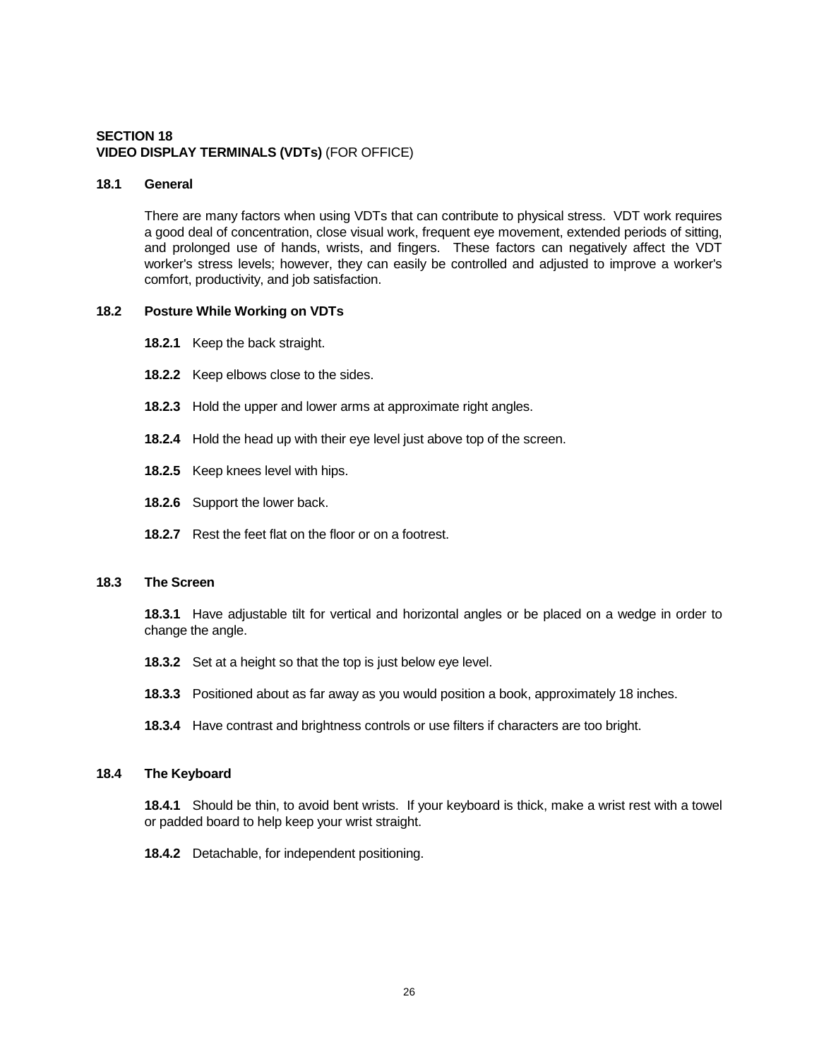## SECTION 18
## VIDEO DISPLAY TERMINALS (VDTs) (FOR OFFICE)

### 18.1 General

There are many factors when using VDTs that can contribute to physical stress. VDT work requires a good deal of concentration, close visual work, frequent eye movement, extended periods of sitting, and prolonged use of hands, wrists, and fingers. These factors can negatively affect the VDT worker's stress levels; however, they can easily be controlled and adjusted to improve a worker's comfort, productivity, and job satisfaction.

### 18.2 Posture While Working on VDTs

**18.2.1** Keep the back straight.

**18.2.2** Keep elbows close to the sides.

**18.2.3** Hold the upper and lower arms at approximate right angles.

**18.2.4** Hold the head up with their eye level just above top of the screen.

**18.2.5** Keep knees level with hips.

**18.2.6** Support the lower back.

**18.2.7** Rest the feet flat on the floor or on a footrest.

### 18.3 The Screen

**18.3.1** Have adjustable tilt for vertical and horizontal angles or be placed on a wedge in order to change the angle.

**18.3.2** Set at a height so that the top is just below eye level.

**18.3.3** Positioned about as far away as you would position a book, approximately 18 inches.

**18.3.4** Have contrast and brightness controls or use filters if characters are too bright.

### 18.4 The Keyboard

**18.4.1** Should be thin, to avoid bent wrists. If your keyboard is thick, make a wrist rest with a towel or padded board to help keep your wrist straight.

**18.4.2** Detachable, for independent positioning.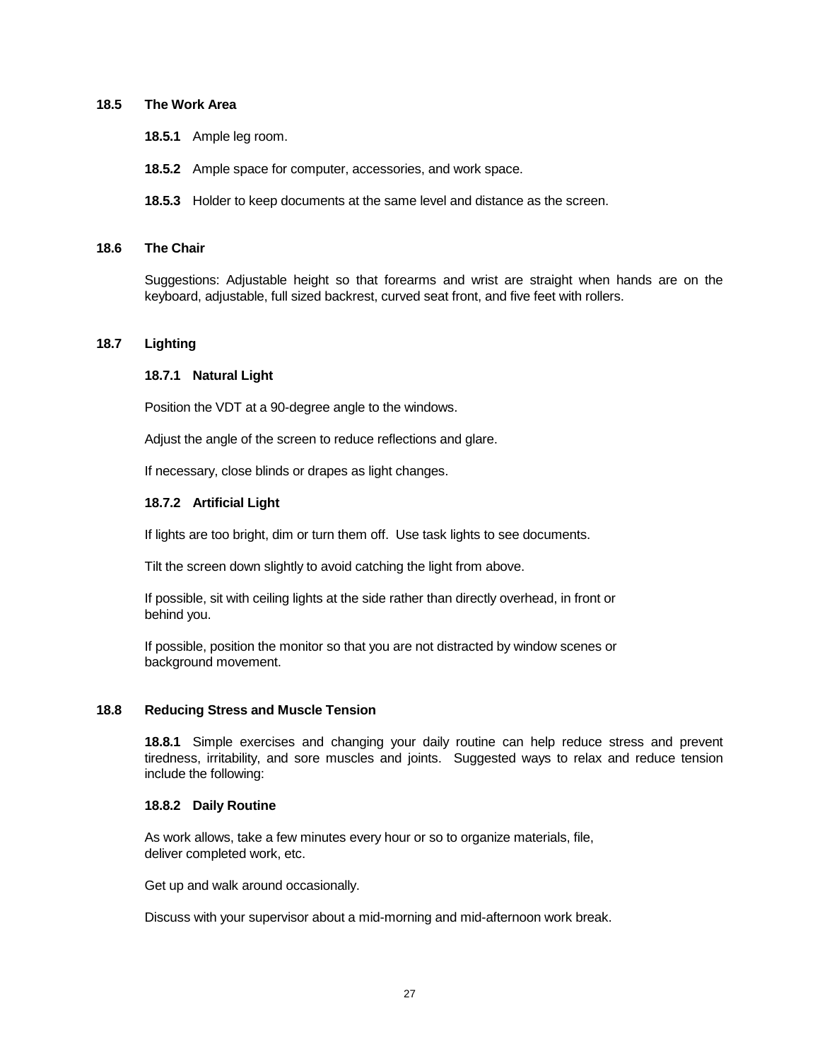## 18.5 The Work Area

**18.5.1** Ample leg room.

**18.5.2** Ample space for computer, accessories, and work space.

**18.5.3** Holder to keep documents at the same level and distance as the screen.

## 18.6 The Chair

Suggestions: Adjustable height so that forearms and wrist are straight when hands are on the keyboard, adjustable, full sized backrest, curved seat front, and five feet with rollers.

## 18.7 Lighting

### 18.7.1 Natural Light

Position the VDT at a 90-degree angle to the windows.

Adjust the angle of the screen to reduce reflections and glare.

If necessary, close blinds or drapes as light changes.

### 18.7.2 Artificial Light

If lights are too bright, dim or turn them off. Use task lights to see documents.

Tilt the screen down slightly to avoid catching the light from above.

If possible, sit with ceiling lights at the side rather than directly overhead, in front or behind you.

If possible, position the monitor so that you are not distracted by window scenes or background movement.

## 18.8 Reducing Stress and Muscle Tension

**18.8.1** Simple exercises and changing your daily routine can help reduce stress and prevent tiredness, irritability, and sore muscles and joints. Suggested ways to relax and reduce tension include the following:

### 18.8.2 Daily Routine

As work allows, take a few minutes every hour or so to organize materials, file, deliver completed work, etc.

Get up and walk around occasionally.

Discuss with your supervisor about a mid-morning and mid-afternoon work break.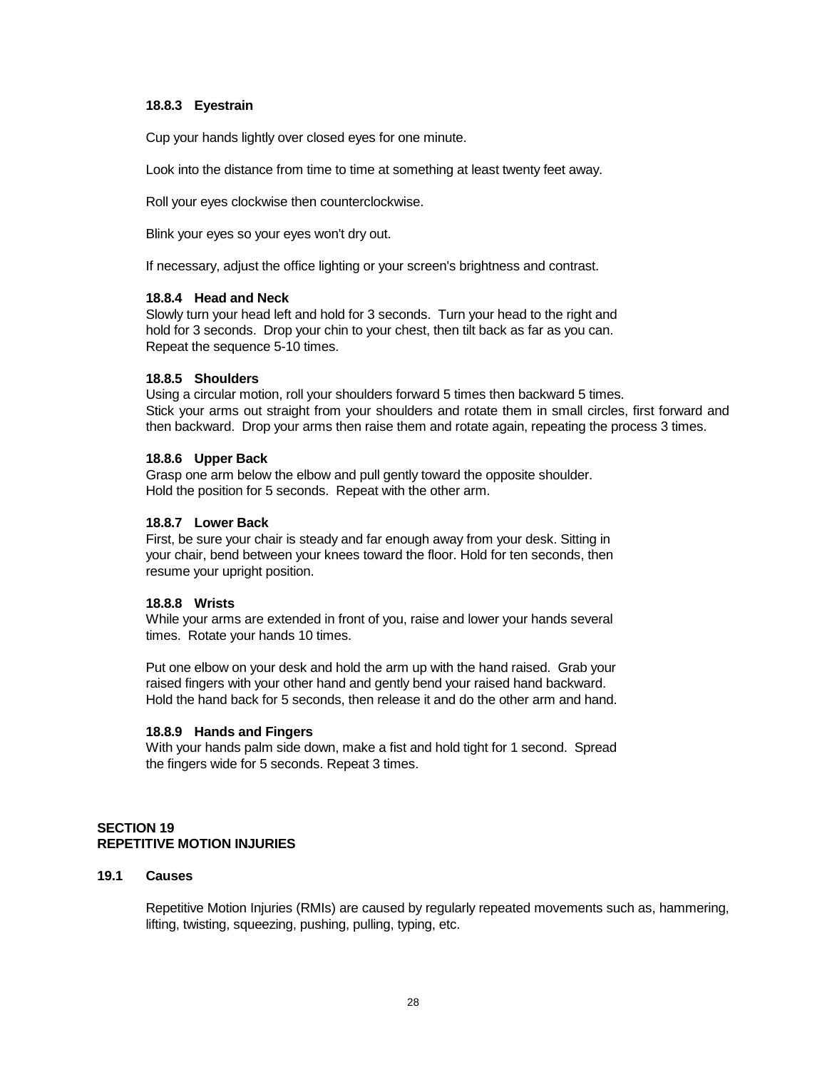#### 18.8.3 Eyestrain

Cup your hands lightly over closed eyes for one minute.

Look into the distance from time to time at something at least twenty feet away.

Roll your eyes clockwise then counterclockwise.

Blink your eyes so your eyes won't dry out.

If necessary, adjust the office lighting or your screen's brightness and contrast.

#### 18.8.4 Head and Neck

Slowly turn your head left and hold for 3 seconds. Turn your head to the right and hold for 3 seconds. Drop your chin to your chest, then tilt back as far as you can. Repeat the sequence 5-10 times.

#### 18.8.5 Shoulders

Using a circular motion, roll your shoulders forward 5 times then backward 5 times. Stick your arms out straight from your shoulders and rotate them in small circles, first forward and then backward. Drop your arms then raise them and rotate again, repeating the process 3 times.

#### 18.8.6 Upper Back

Grasp one arm below the elbow and pull gently toward the opposite shoulder. Hold the position for 5 seconds. Repeat with the other arm.

#### 18.8.7 Lower Back

First, be sure your chair is steady and far enough away from your desk. Sitting in your chair, bend between your knees toward the floor. Hold for ten seconds, then resume your upright position.

#### 18.8.8 Wrists

While your arms are extended in front of you, raise and lower your hands several times. Rotate your hands 10 times.

Put one elbow on your desk and hold the arm up with the hand raised. Grab your raised fingers with your other hand and gently bend your raised hand backward. Hold the hand back for 5 seconds, then release it and do the other arm and hand.

#### 18.8.9 Hands and Fingers

With your hands palm side down, make a fist and hold tight for 1 second. Spread the fingers wide for 5 seconds. Repeat 3 times.

## SECTION 19
## REPETITIVE MOTION INJURIES

### 19.1 Causes

Repetitive Motion Injuries (RMIs) are caused by regularly repeated movements such as, hammering, lifting, twisting, squeezing, pushing, pulling, typing, etc.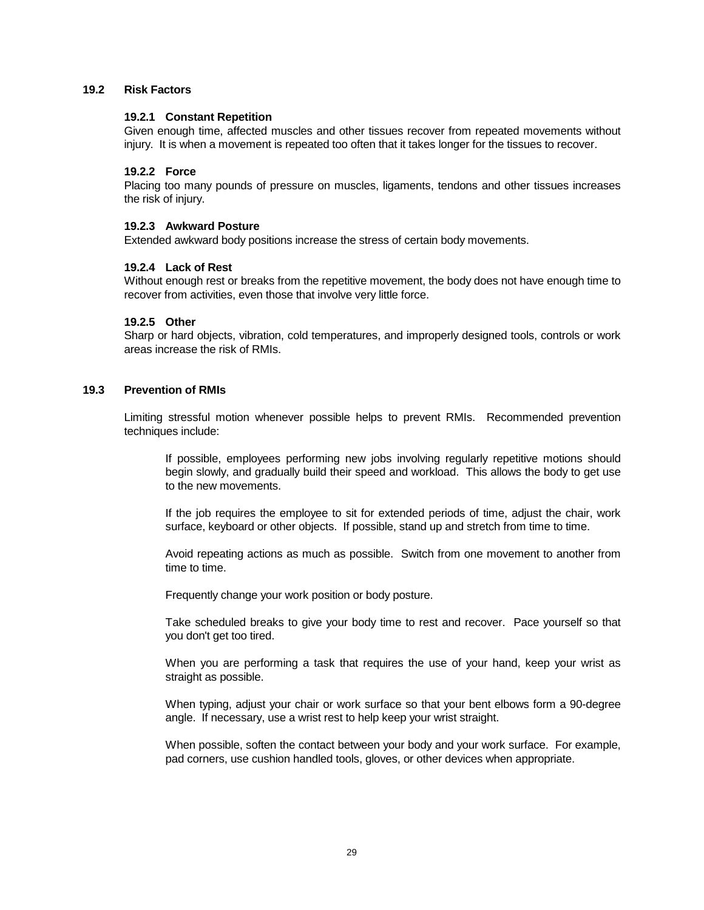## 19.2 Risk Factors

### 19.2.1 Constant Repetition

Given enough time, affected muscles and other tissues recover from repeated movements without injury. It is when a movement is repeated too often that it takes longer for the tissues to recover.

### 19.2.2 Force

Placing too many pounds of pressure on muscles, ligaments, tendons and other tissues increases the risk of injury.

### 19.2.3 Awkward Posture

Extended awkward body positions increase the stress of certain body movements.

### 19.2.4 Lack of Rest

Without enough rest or breaks from the repetitive movement, the body does not have enough time to recover from activities, even those that involve very little force.

### 19.2.5 Other

Sharp or hard objects, vibration, cold temperatures, and improperly designed tools, controls or work areas increase the risk of RMIs.

## 19.3 Prevention of RMIs

Limiting stressful motion whenever possible helps to prevent RMIs. Recommended prevention techniques include:

If possible, employees performing new jobs involving regularly repetitive motions should begin slowly, and gradually build their speed and workload. This allows the body to get use to the new movements.

If the job requires the employee to sit for extended periods of time, adjust the chair, work surface, keyboard or other objects. If possible, stand up and stretch from time to time.

Avoid repeating actions as much as possible. Switch from one movement to another from time to time.

Frequently change your work position or body posture.

Take scheduled breaks to give your body time to rest and recover. Pace yourself so that you don't get too tired.

When you are performing a task that requires the use of your hand, keep your wrist as straight as possible.

When typing, adjust your chair or work surface so that your bent elbows form a 90-degree angle. If necessary, use a wrist rest to help keep your wrist straight.

When possible, soften the contact between your body and your work surface. For example, pad corners, use cushion handled tools, gloves, or other devices when appropriate.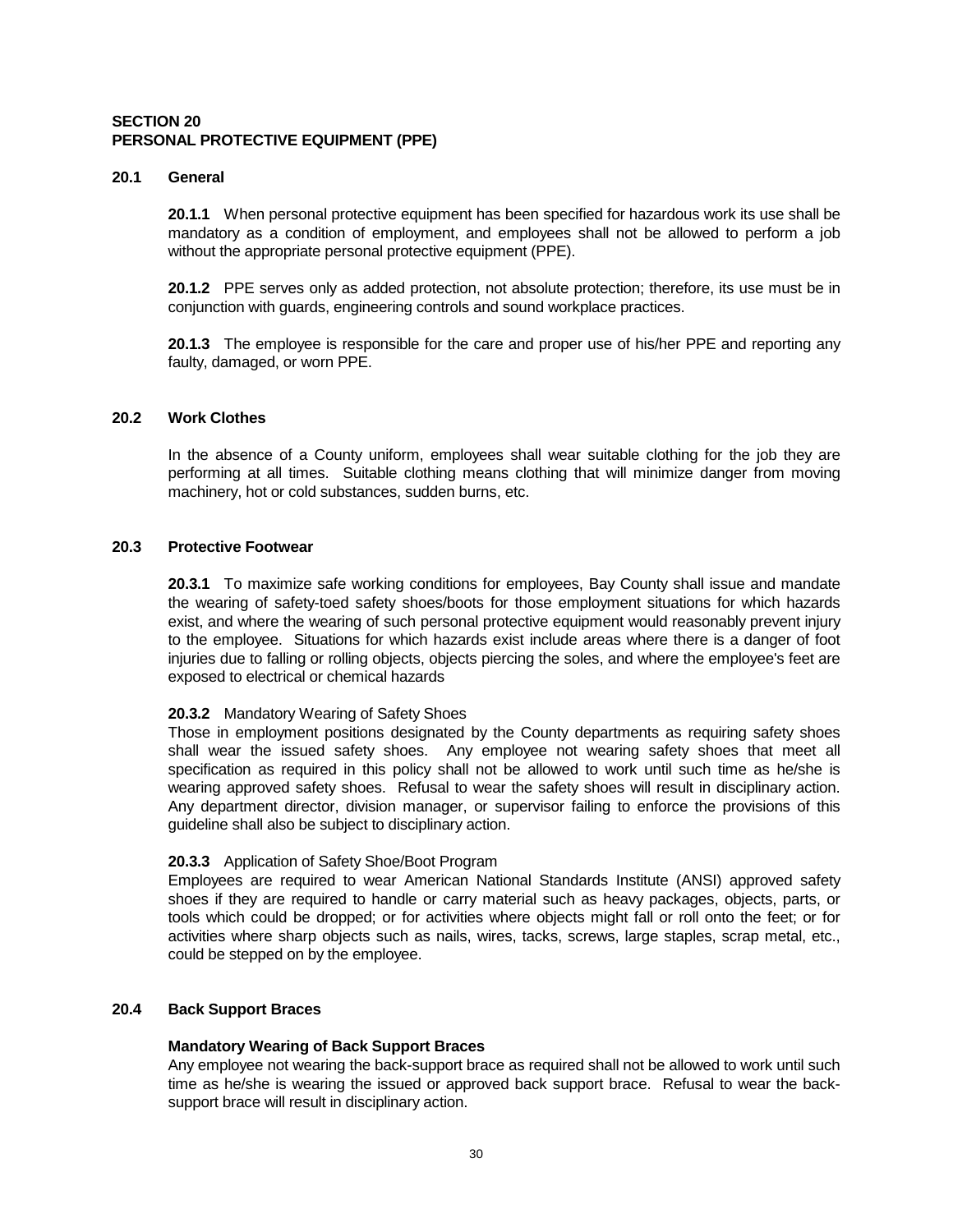# SECTION 20
# PERSONAL PROTECTIVE EQUIPMENT (PPE)

## 20.1 General

**20.1.1** When personal protective equipment has been specified for hazardous work its use shall be mandatory as a condition of employment, and employees shall not be allowed to perform a job without the appropriate personal protective equipment (PPE).

**20.1.2** PPE serves only as added protection, not absolute protection; therefore, its use must be in conjunction with guards, engineering controls and sound workplace practices.

**20.1.3** The employee is responsible for the care and proper use of his/her PPE and reporting any faulty, damaged, or worn PPE.

## 20.2 Work Clothes

In the absence of a County uniform, employees shall wear suitable clothing for the job they are performing at all times. Suitable clothing means clothing that will minimize danger from moving machinery, hot or cold substances, sudden burns, etc.

## 20.3 Protective Footwear

**20.3.1** To maximize safe working conditions for employees, Bay County shall issue and mandate the wearing of safety-toed safety shoes/boots for those employment situations for which hazards exist, and where the wearing of such personal protective equipment would reasonably prevent injury to the employee. Situations for which hazards exist include areas where there is a danger of foot injuries due to falling or rolling objects, objects piercing the soles, and where the employee's feet are exposed to electrical or chemical hazards

**20.3.2** Mandatory Wearing of Safety Shoes
Those in employment positions designated by the County departments as requiring safety shoes shall wear the issued safety shoes. Any employee not wearing safety shoes that meet all specification as required in this policy shall not be allowed to work until such time as he/she is wearing approved safety shoes. Refusal to wear the safety shoes will result in disciplinary action. Any department director, division manager, or supervisor failing to enforce the provisions of this guideline shall also be subject to disciplinary action.

**20.3.3** Application of Safety Shoe/Boot Program
Employees are required to wear American National Standards Institute (ANSI) approved safety shoes if they are required to handle or carry material such as heavy packages, objects, parts, or tools which could be dropped; or for activities where objects might fall or roll onto the feet; or for activities where sharp objects such as nails, wires, tacks, screws, large staples, scrap metal, etc., could be stepped on by the employee.

## 20.4 Back Support Braces

**Mandatory Wearing of Back Support Braces**
Any employee not wearing the back-support brace as required shall not be allowed to work until such time as he/she is wearing the issued or approved back support brace. Refusal to wear the back-support brace will result in disciplinary action.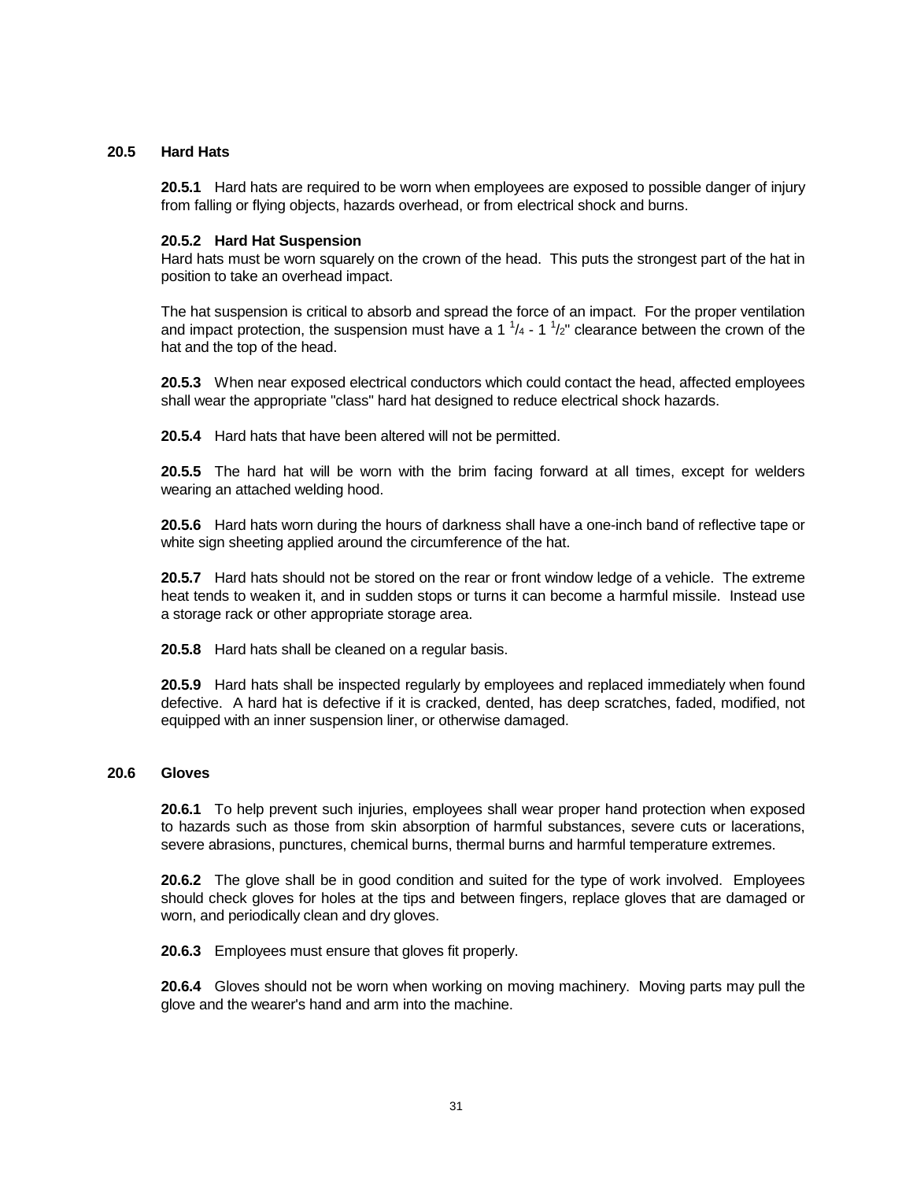## 20.5 Hard Hats

**20.5.1** Hard hats are required to be worn when employees are exposed to possible danger of injury from falling or flying objects, hazards overhead, or from electrical shock and burns.

**20.5.2 Hard Hat Suspension**
Hard hats must be worn squarely on the crown of the head. This puts the strongest part of the hat in position to take an overhead impact.

The hat suspension is critical to absorb and spread the force of an impact. For the proper ventilation and impact protection, the suspension must have a 1 $^{1}/_{4}$ - 1 $^{1}/_{2}$" clearance between the crown of the hat and the top of the head.

**20.5.3** When near exposed electrical conductors which could contact the head, affected employees shall wear the appropriate "class" hard hat designed to reduce electrical shock hazards.

**20.5.4** Hard hats that have been altered will not be permitted.

**20.5.5** The hard hat will be worn with the brim facing forward at all times, except for welders wearing an attached welding hood.

**20.5.6** Hard hats worn during the hours of darkness shall have a one-inch band of reflective tape or white sign sheeting applied around the circumference of the hat.

**20.5.7** Hard hats should not be stored on the rear or front window ledge of a vehicle. The extreme heat tends to weaken it, and in sudden stops or turns it can become a harmful missile. Instead use a storage rack or other appropriate storage area.

**20.5.8** Hard hats shall be cleaned on a regular basis.

**20.5.9** Hard hats shall be inspected regularly by employees and replaced immediately when found defective. A hard hat is defective if it is cracked, dented, has deep scratches, faded, modified, not equipped with an inner suspension liner, or otherwise damaged.

## 20.6 Gloves

**20.6.1** To help prevent such injuries, employees shall wear proper hand protection when exposed to hazards such as those from skin absorption of harmful substances, severe cuts or lacerations, severe abrasions, punctures, chemical burns, thermal burns and harmful temperature extremes.

**20.6.2** The glove shall be in good condition and suited for the type of work involved. Employees should check gloves for holes at the tips and between fingers, replace gloves that are damaged or worn, and periodically clean and dry gloves.

**20.6.3** Employees must ensure that gloves fit properly.

**20.6.4** Gloves should not be worn when working on moving machinery. Moving parts may pull the glove and the wearer's hand and arm into the machine.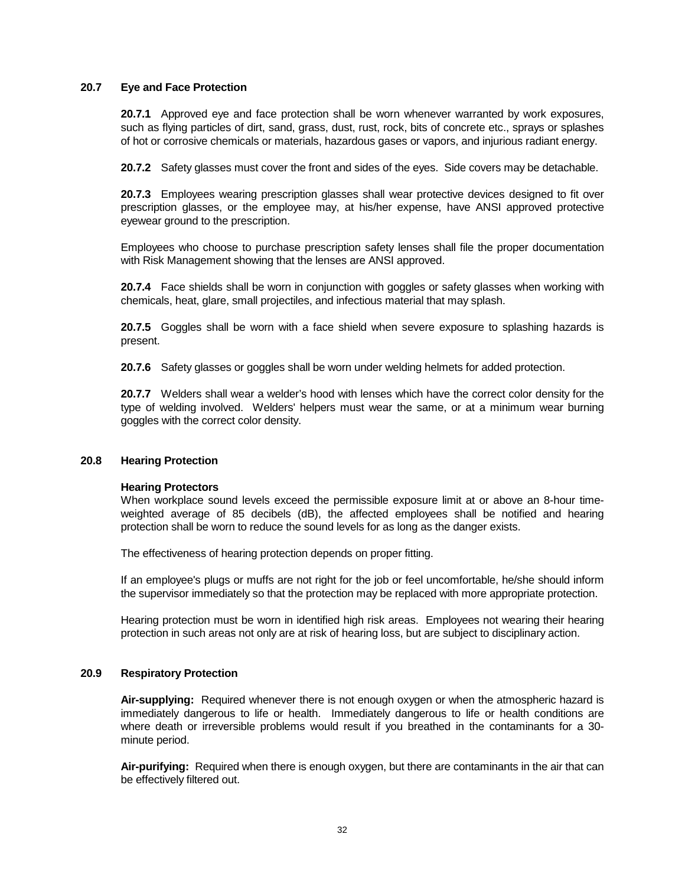## 20.7 Eye and Face Protection

**20.7.1** Approved eye and face protection shall be worn whenever warranted by work exposures, such as flying particles of dirt, sand, grass, dust, rust, rock, bits of concrete etc., sprays or splashes of hot or corrosive chemicals or materials, hazardous gases or vapors, and injurious radiant energy.

**20.7.2** Safety glasses must cover the front and sides of the eyes. Side covers may be detachable.

**20.7.3** Employees wearing prescription glasses shall wear protective devices designed to fit over prescription glasses, or the employee may, at his/her expense, have ANSI approved protective eyewear ground to the prescription.

Employees who choose to purchase prescription safety lenses shall file the proper documentation with Risk Management showing that the lenses are ANSI approved.

**20.7.4** Face shields shall be worn in conjunction with goggles or safety glasses when working with chemicals, heat, glare, small projectiles, and infectious material that may splash.

**20.7.5** Goggles shall be worn with a face shield when severe exposure to splashing hazards is present.

**20.7.6** Safety glasses or goggles shall be worn under welding helmets for added protection.

**20.7.7** Welders shall wear a welder's hood with lenses which have the correct color density for the type of welding involved. Welders' helpers must wear the same, or at a minimum wear burning goggles with the correct color density.

## 20.8 Hearing Protection

**Hearing Protectors**

When workplace sound levels exceed the permissible exposure limit at or above an 8-hour time-weighted average of 85 decibels (dB), the affected employees shall be notified and hearing protection shall be worn to reduce the sound levels for as long as the danger exists.

The effectiveness of hearing protection depends on proper fitting.

If an employee's plugs or muffs are not right for the job or feel uncomfortable, he/she should inform the supervisor immediately so that the protection may be replaced with more appropriate protection.

Hearing protection must be worn in identified high risk areas. Employees not wearing their hearing protection in such areas not only are at risk of hearing loss, but are subject to disciplinary action.

## 20.9 Respiratory Protection

**Air-supplying:** Required whenever there is not enough oxygen or when the atmospheric hazard is immediately dangerous to life or health. Immediately dangerous to life or health conditions are where death or irreversible problems would result if you breathed in the contaminants for a 30-minute period.

**Air-purifying:** Required when there is enough oxygen, but there are contaminants in the air that can be effectively filtered out.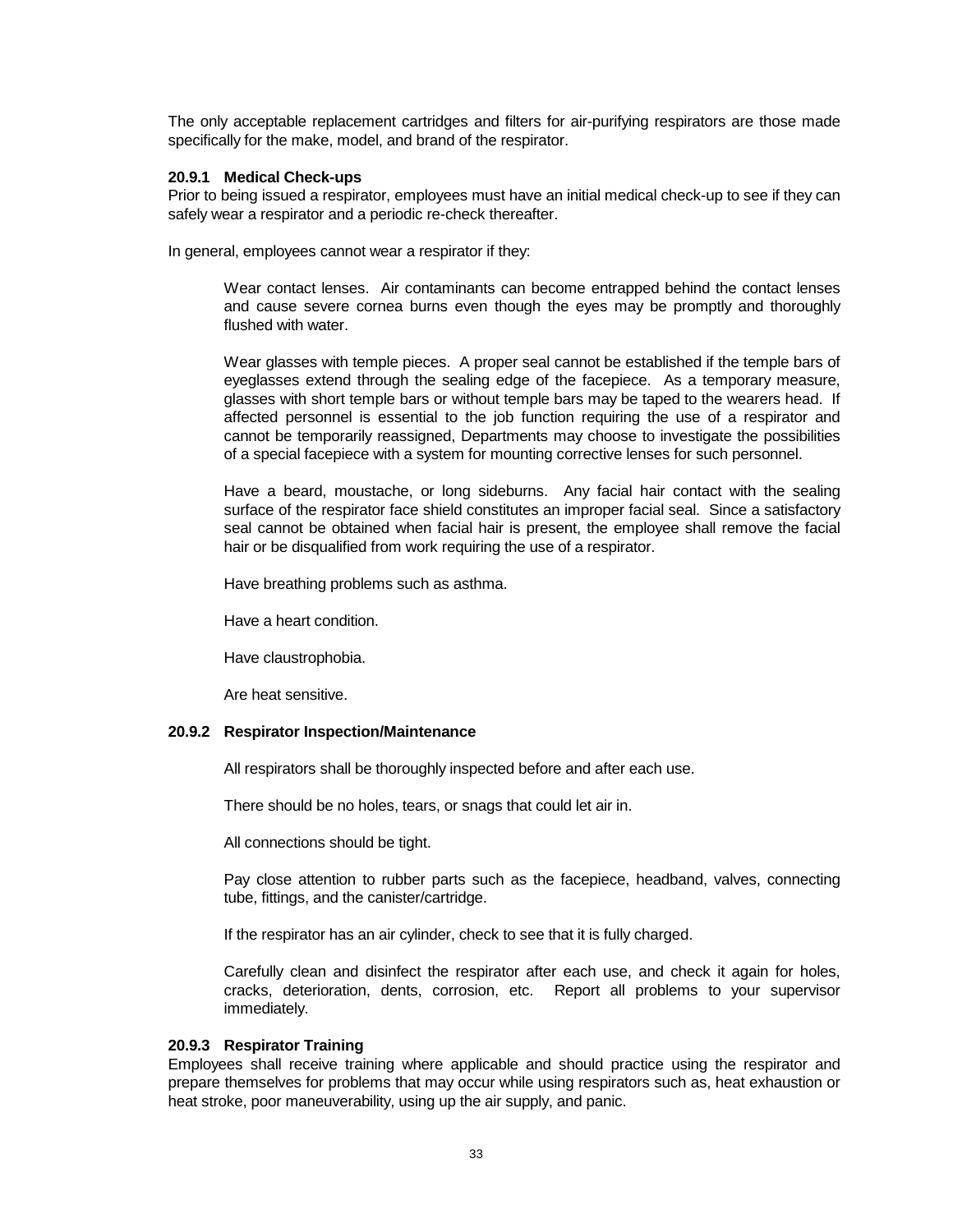The only acceptable replacement cartridges and filters for air-purifying respirators are those made specifically for the make, model, and brand of the respirator.

#### 20.9.1 Medical Check-ups

Prior to being issued a respirator, employees must have an initial medical check-up to see if they can safely wear a respirator and a periodic re-check thereafter.

In general, employees cannot wear a respirator if they:

Wear contact lenses. Air contaminants can become entrapped behind the contact lenses and cause severe cornea burns even though the eyes may be promptly and thoroughly flushed with water.

Wear glasses with temple pieces. A proper seal cannot be established if the temple bars of eyeglasses extend through the sealing edge of the facepiece. As a temporary measure, glasses with short temple bars or without temple bars may be taped to the wearers head. If affected personnel is essential to the job function requiring the use of a respirator and cannot be temporarily reassigned, Departments may choose to investigate the possibilities of a special facepiece with a system for mounting corrective lenses for such personnel.

Have a beard, moustache, or long sideburns. Any facial hair contact with the sealing surface of the respirator face shield constitutes an improper facial seal. Since a satisfactory seal cannot be obtained when facial hair is present, the employee shall remove the facial hair or be disqualified from work requiring the use of a respirator.

Have breathing problems such as asthma.

Have a heart condition.

Have claustrophobia.

Are heat sensitive.

#### 20.9.2 Respirator Inspection/Maintenance

All respirators shall be thoroughly inspected before and after each use.

There should be no holes, tears, or snags that could let air in.

All connections should be tight.

Pay close attention to rubber parts such as the facepiece, headband, valves, connecting tube, fittings, and the canister/cartridge.

If the respirator has an air cylinder, check to see that it is fully charged.

Carefully clean and disinfect the respirator after each use, and check it again for holes, cracks, deterioration, dents, corrosion, etc. Report all problems to your supervisor immediately.

#### 20.9.3 Respirator Training

Employees shall receive training where applicable and should practice using the respirator and prepare themselves for problems that may occur while using respirators such as, heat exhaustion or heat stroke, poor maneuverability, using up the air supply, and panic.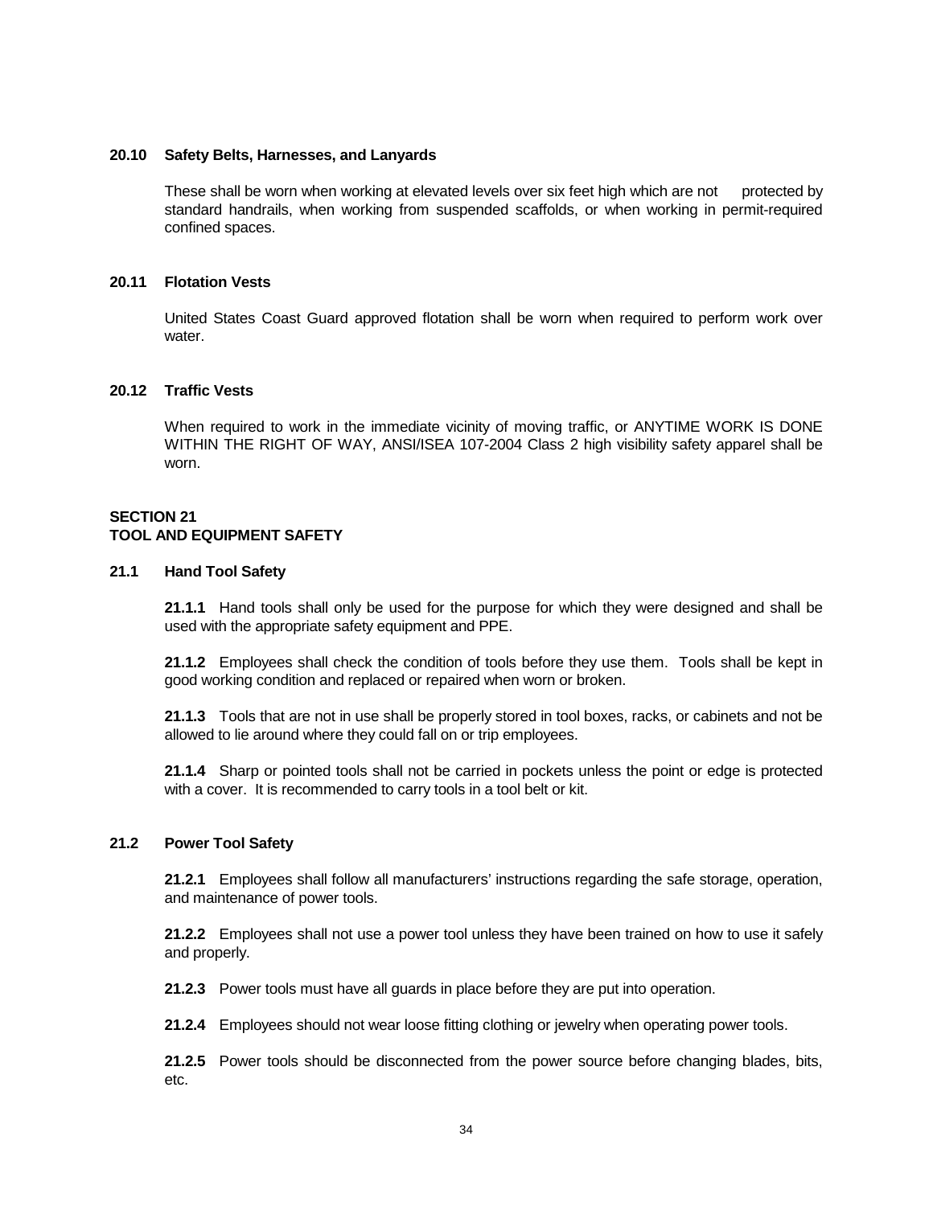### 20.10 Safety Belts, Harnesses, and Lanyards

These shall be worn when working at elevated levels over six feet high which are not protected by standard handrails, when working from suspended scaffolds, or when working in permit-required confined spaces.

### 20.11 Flotation Vests

United States Coast Guard approved flotation shall be worn when required to perform work over water.

### 20.12 Traffic Vests

When required to work in the immediate vicinity of moving traffic, or ANYTIME WORK IS DONE WITHIN THE RIGHT OF WAY, ANSI/ISEA 107-2004 Class 2 high visibility safety apparel shall be worn.

## SECTION 21
## TOOL AND EQUIPMENT SAFETY

### 21.1 Hand Tool Safety

**21.1.1** Hand tools shall only be used for the purpose for which they were designed and shall be used with the appropriate safety equipment and PPE.

**21.1.2** Employees shall check the condition of tools before they use them. Tools shall be kept in good working condition and replaced or repaired when worn or broken.

**21.1.3** Tools that are not in use shall be properly stored in tool boxes, racks, or cabinets and not be allowed to lie around where they could fall on or trip employees.

**21.1.4** Sharp or pointed tools shall not be carried in pockets unless the point or edge is protected with a cover. It is recommended to carry tools in a tool belt or kit.

### 21.2 Power Tool Safety

**21.2.1** Employees shall follow all manufacturers' instructions regarding the safe storage, operation, and maintenance of power tools.

**21.2.2** Employees shall not use a power tool unless they have been trained on how to use it safely and properly.

**21.2.3** Power tools must have all guards in place before they are put into operation.

**21.2.4** Employees should not wear loose fitting clothing or jewelry when operating power tools.

**21.2.5** Power tools should be disconnected from the power source before changing blades, bits, etc.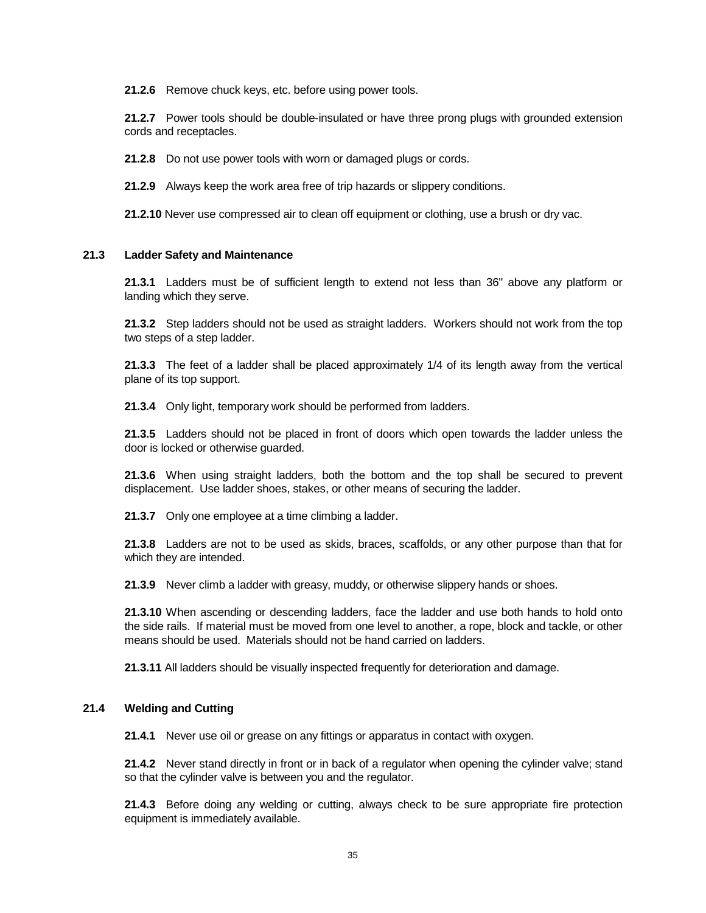**21.2.6** Remove chuck keys, etc. before using power tools.

**21.2.7** Power tools should be double-insulated or have three prong plugs with grounded extension cords and receptacles.

**21.2.8** Do not use power tools with worn or damaged plugs or cords.

**21.2.9** Always keep the work area free of trip hazards or slippery conditions.

**21.2.10** Never use compressed air to clean off equipment or clothing, use a brush or dry vac.

## 21.3 Ladder Safety and Maintenance

**21.3.1** Ladders must be of sufficient length to extend not less than 36" above any platform or landing which they serve.

**21.3.2** Step ladders should not be used as straight ladders. Workers should not work from the top two steps of a step ladder.

**21.3.3** The feet of a ladder shall be placed approximately 1/4 of its length away from the vertical plane of its top support.

**21.3.4** Only light, temporary work should be performed from ladders.

**21.3.5** Ladders should not be placed in front of doors which open towards the ladder unless the door is locked or otherwise guarded.

**21.3.6** When using straight ladders, both the bottom and the top shall be secured to prevent displacement. Use ladder shoes, stakes, or other means of securing the ladder.

**21.3.7** Only one employee at a time climbing a ladder.

**21.3.8** Ladders are not to be used as skids, braces, scaffolds, or any other purpose than that for which they are intended.

**21.3.9** Never climb a ladder with greasy, muddy, or otherwise slippery hands or shoes.

**21.3.10** When ascending or descending ladders, face the ladder and use both hands to hold onto the side rails. If material must be moved from one level to another, a rope, block and tackle, or other means should be used. Materials should not be hand carried on ladders.

**21.3.11** All ladders should be visually inspected frequently for deterioration and damage.

## 21.4 Welding and Cutting

**21.4.1** Never use oil or grease on any fittings or apparatus in contact with oxygen.

**21.4.2** Never stand directly in front or in back of a regulator when opening the cylinder valve; stand so that the cylinder valve is between you and the regulator.

**21.4.3** Before doing any welding or cutting, always check to be sure appropriate fire protection equipment is immediately available.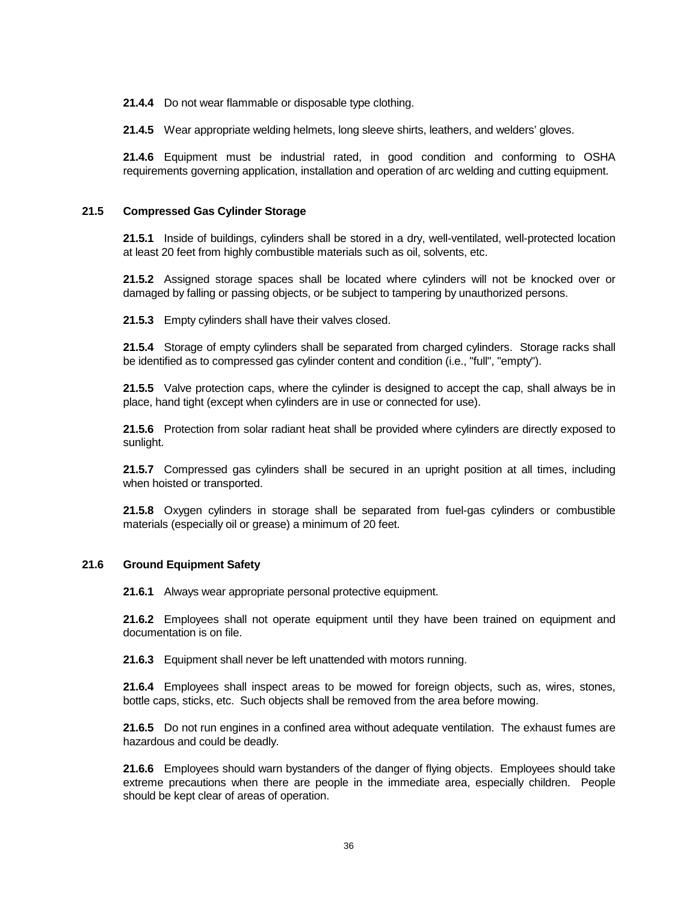**21.4.4** Do not wear flammable or disposable type clothing.

**21.4.5** Wear appropriate welding helmets, long sleeve shirts, leathers, and welders' gloves.

**21.4.6** Equipment must be industrial rated, in good condition and conforming to OSHA requirements governing application, installation and operation of arc welding and cutting equipment.

## 21.5 Compressed Gas Cylinder Storage

**21.5.1** Inside of buildings, cylinders shall be stored in a dry, well-ventilated, well-protected location at least 20 feet from highly combustible materials such as oil, solvents, etc.

**21.5.2** Assigned storage spaces shall be located where cylinders will not be knocked over or damaged by falling or passing objects, or be subject to tampering by unauthorized persons.

**21.5.3** Empty cylinders shall have their valves closed.

**21.5.4** Storage of empty cylinders shall be separated from charged cylinders. Storage racks shall be identified as to compressed gas cylinder content and condition (i.e., "full", "empty").

**21.5.5** Valve protection caps, where the cylinder is designed to accept the cap, shall always be in place, hand tight (except when cylinders are in use or connected for use).

**21.5.6** Protection from solar radiant heat shall be provided where cylinders are directly exposed to sunlight.

**21.5.7** Compressed gas cylinders shall be secured in an upright position at all times, including when hoisted or transported.

**21.5.8** Oxygen cylinders in storage shall be separated from fuel-gas cylinders or combustible materials (especially oil or grease) a minimum of 20 feet.

## 21.6 Ground Equipment Safety

**21.6.1** Always wear appropriate personal protective equipment.

**21.6.2** Employees shall not operate equipment until they have been trained on equipment and documentation is on file.

**21.6.3** Equipment shall never be left unattended with motors running.

**21.6.4** Employees shall inspect areas to be mowed for foreign objects, such as, wires, stones, bottle caps, sticks, etc. Such objects shall be removed from the area before mowing.

**21.6.5** Do not run engines in a confined area without adequate ventilation. The exhaust fumes are hazardous and could be deadly.

**21.6.6** Employees should warn bystanders of the danger of flying objects. Employees should take extreme precautions when there are people in the immediate area, especially children. People should be kept clear of areas of operation.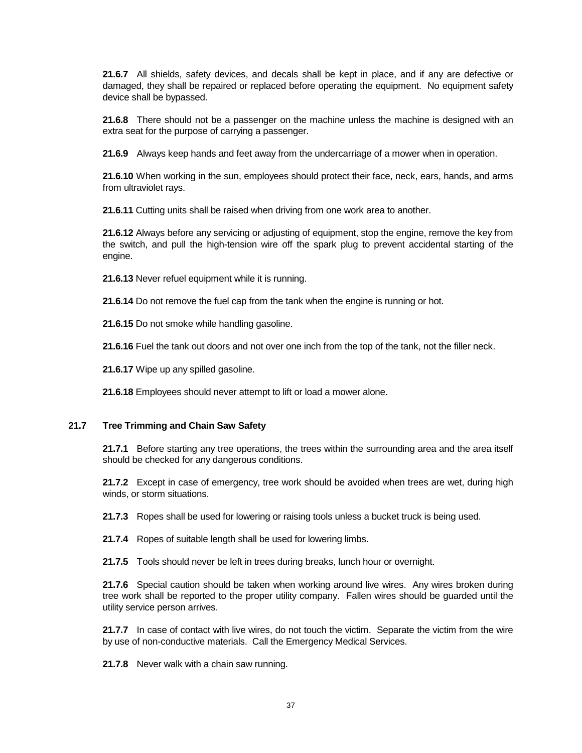**21.6.7** All shields, safety devices, and decals shall be kept in place, and if any are defective or damaged, they shall be repaired or replaced before operating the equipment. No equipment safety device shall be bypassed.

**21.6.8** There should not be a passenger on the machine unless the machine is designed with an extra seat for the purpose of carrying a passenger.

**21.6.9** Always keep hands and feet away from the undercarriage of a mower when in operation.

**21.6.10** When working in the sun, employees should protect their face, neck, ears, hands, and arms from ultraviolet rays.

**21.6.11** Cutting units shall be raised when driving from one work area to another.

**21.6.12** Always before any servicing or adjusting of equipment, stop the engine, remove the key from the switch, and pull the high-tension wire off the spark plug to prevent accidental starting of the engine.

**21.6.13** Never refuel equipment while it is running.

**21.6.14** Do not remove the fuel cap from the tank when the engine is running or hot.

**21.6.15** Do not smoke while handling gasoline.

**21.6.16** Fuel the tank out doors and not over one inch from the top of the tank, not the filler neck.

**21.6.17** Wipe up any spilled gasoline.

**21.6.18** Employees should never attempt to lift or load a mower alone.

### 21.7 Tree Trimming and Chain Saw Safety

**21.7.1** Before starting any tree operations, the trees within the surrounding area and the area itself should be checked for any dangerous conditions.

**21.7.2** Except in case of emergency, tree work should be avoided when trees are wet, during high winds, or storm situations.

**21.7.3** Ropes shall be used for lowering or raising tools unless a bucket truck is being used.

**21.7.4** Ropes of suitable length shall be used for lowering limbs.

**21.7.5** Tools should never be left in trees during breaks, lunch hour or overnight.

**21.7.6** Special caution should be taken when working around live wires. Any wires broken during tree work shall be reported to the proper utility company. Fallen wires should be guarded until the utility service person arrives.

**21.7.7** In case of contact with live wires, do not touch the victim. Separate the victim from the wire by use of non-conductive materials. Call the Emergency Medical Services.

**21.7.8** Never walk with a chain saw running.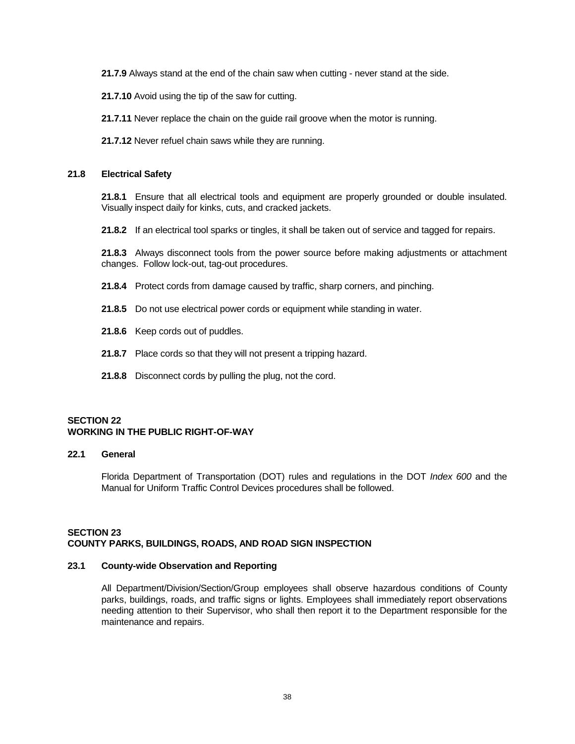**21.7.9** Always stand at the end of the chain saw when cutting - never stand at the side.

**21.7.10** Avoid using the tip of the saw for cutting.

**21.7.11** Never replace the chain on the guide rail groove when the motor is running.

**21.7.12** Never refuel chain saws while they are running.

### 21.8 Electrical Safety

**21.8.1** Ensure that all electrical tools and equipment are properly grounded or double insulated. Visually inspect daily for kinks, cuts, and cracked jackets.

**21.8.2** If an electrical tool sparks or tingles, it shall be taken out of service and tagged for repairs.

**21.8.3** Always disconnect tools from the power source before making adjustments or attachment changes. Follow lock-out, tag-out procedures.

**21.8.4** Protect cords from damage caused by traffic, sharp corners, and pinching.

**21.8.5** Do not use electrical power cords or equipment while standing in water.

**21.8.6** Keep cords out of puddles.

**21.8.7** Place cords so that they will not present a tripping hazard.

**21.8.8** Disconnect cords by pulling the plug, not the cord.

## SECTION 22
## WORKING IN THE PUBLIC RIGHT-OF-WAY

### 22.1 General

Florida Department of Transportation (DOT) rules and regulations in the DOT *Index 600* and the Manual for Uniform Traffic Control Devices procedures shall be followed.

## SECTION 23
## COUNTY PARKS, BUILDINGS, ROADS, AND ROAD SIGN INSPECTION

### 23.1 County-wide Observation and Reporting

All Department/Division/Section/Group employees shall observe hazardous conditions of County parks, buildings, roads, and traffic signs or lights. Employees shall immediately report observations needing attention to their Supervisor, who shall then report it to the Department responsible for the maintenance and repairs.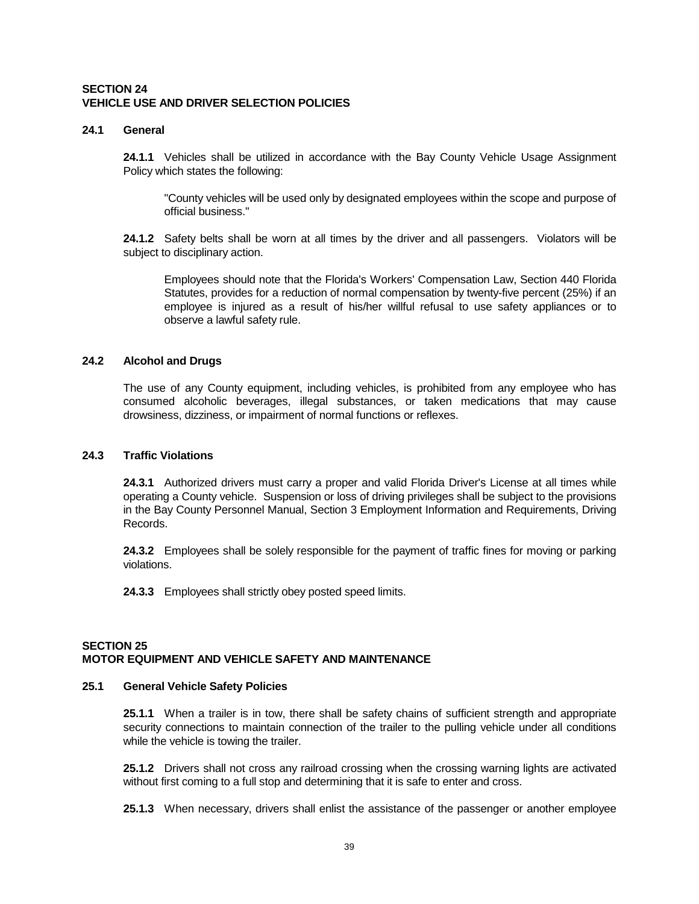## SECTION 24
## VEHICLE USE AND DRIVER SELECTION POLICIES

### 24.1 General

**24.1.1** Vehicles shall be utilized in accordance with the Bay County Vehicle Usage Assignment Policy which states the following:

> "County vehicles will be used only by designated employees within the scope and purpose of official business."

**24.1.2** Safety belts shall be worn at all times by the driver and all passengers. Violators will be subject to disciplinary action.

> Employees should note that the Florida's Workers' Compensation Law, Section 440 Florida Statutes, provides for a reduction of normal compensation by twenty-five percent (25%) if an employee is injured as a result of his/her willful refusal to use safety appliances or to observe a lawful safety rule.

### 24.2 Alcohol and Drugs

The use of any County equipment, including vehicles, is prohibited from any employee who has consumed alcoholic beverages, illegal substances, or taken medications that may cause drowsiness, dizziness, or impairment of normal functions or reflexes.

### 24.3 Traffic Violations

**24.3.1** Authorized drivers must carry a proper and valid Florida Driver's License at all times while operating a County vehicle. Suspension or loss of driving privileges shall be subject to the provisions in the Bay County Personnel Manual, Section 3 Employment Information and Requirements, Driving Records.

**24.3.2** Employees shall be solely responsible for the payment of traffic fines for moving or parking violations.

**24.3.3** Employees shall strictly obey posted speed limits.

## SECTION 25
## MOTOR EQUIPMENT AND VEHICLE SAFETY AND MAINTENANCE

### 25.1 General Vehicle Safety Policies

**25.1.1** When a trailer is in tow, there shall be safety chains of sufficient strength and appropriate security connections to maintain connection of the trailer to the pulling vehicle under all conditions while the vehicle is towing the trailer.

**25.1.2** Drivers shall not cross any railroad crossing when the crossing warning lights are activated without first coming to a full stop and determining that it is safe to enter and cross.

**25.1.3** When necessary, drivers shall enlist the assistance of the passenger or another employee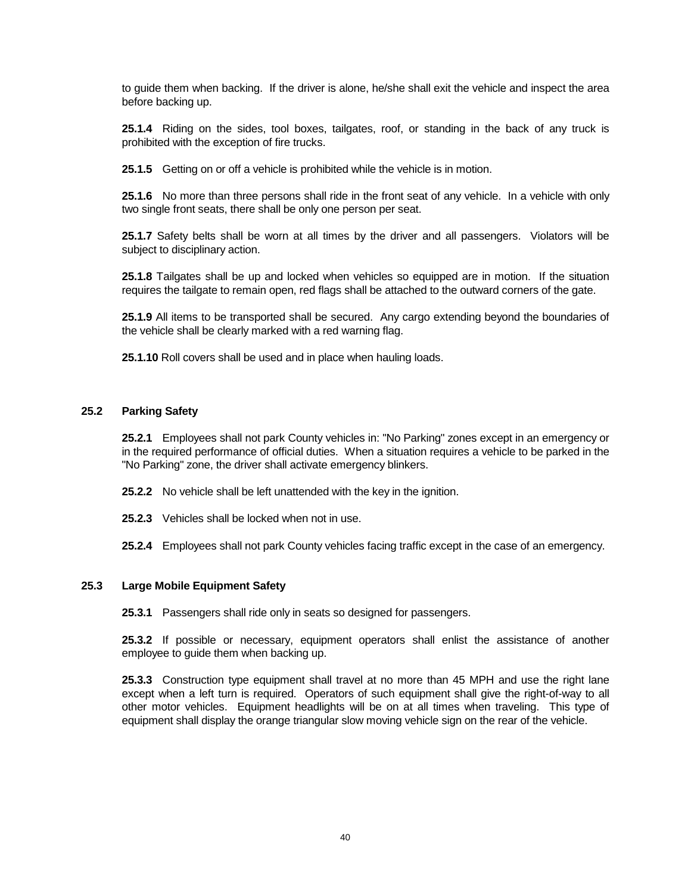to guide them when backing. If the driver is alone, he/she shall exit the vehicle and inspect the area before backing up.

**25.1.4** Riding on the sides, tool boxes, tailgates, roof, or standing in the back of any truck is prohibited with the exception of fire trucks.

**25.1.5** Getting on or off a vehicle is prohibited while the vehicle is in motion.

**25.1.6** No more than three persons shall ride in the front seat of any vehicle. In a vehicle with only two single front seats, there shall be only one person per seat.

**25.1.7** Safety belts shall be worn at all times by the driver and all passengers. Violators will be subject to disciplinary action.

**25.1.8** Tailgates shall be up and locked when vehicles so equipped are in motion. If the situation requires the tailgate to remain open, red flags shall be attached to the outward corners of the gate.

**25.1.9** All items to be transported shall be secured. Any cargo extending beyond the boundaries of the vehicle shall be clearly marked with a red warning flag.

**25.1.10** Roll covers shall be used and in place when hauling loads.

## 25.2 Parking Safety

**25.2.1** Employees shall not park County vehicles in: "No Parking" zones except in an emergency or in the required performance of official duties. When a situation requires a vehicle to be parked in the "No Parking" zone, the driver shall activate emergency blinkers.

**25.2.2** No vehicle shall be left unattended with the key in the ignition.

**25.2.3** Vehicles shall be locked when not in use.

**25.2.4** Employees shall not park County vehicles facing traffic except in the case of an emergency.

## 25.3 Large Mobile Equipment Safety

**25.3.1** Passengers shall ride only in seats so designed for passengers.

**25.3.2** If possible or necessary, equipment operators shall enlist the assistance of another employee to guide them when backing up.

**25.3.3** Construction type equipment shall travel at no more than 45 MPH and use the right lane except when a left turn is required. Operators of such equipment shall give the right-of-way to all other motor vehicles. Equipment headlights will be on at all times when traveling. This type of equipment shall display the orange triangular slow moving vehicle sign on the rear of the vehicle.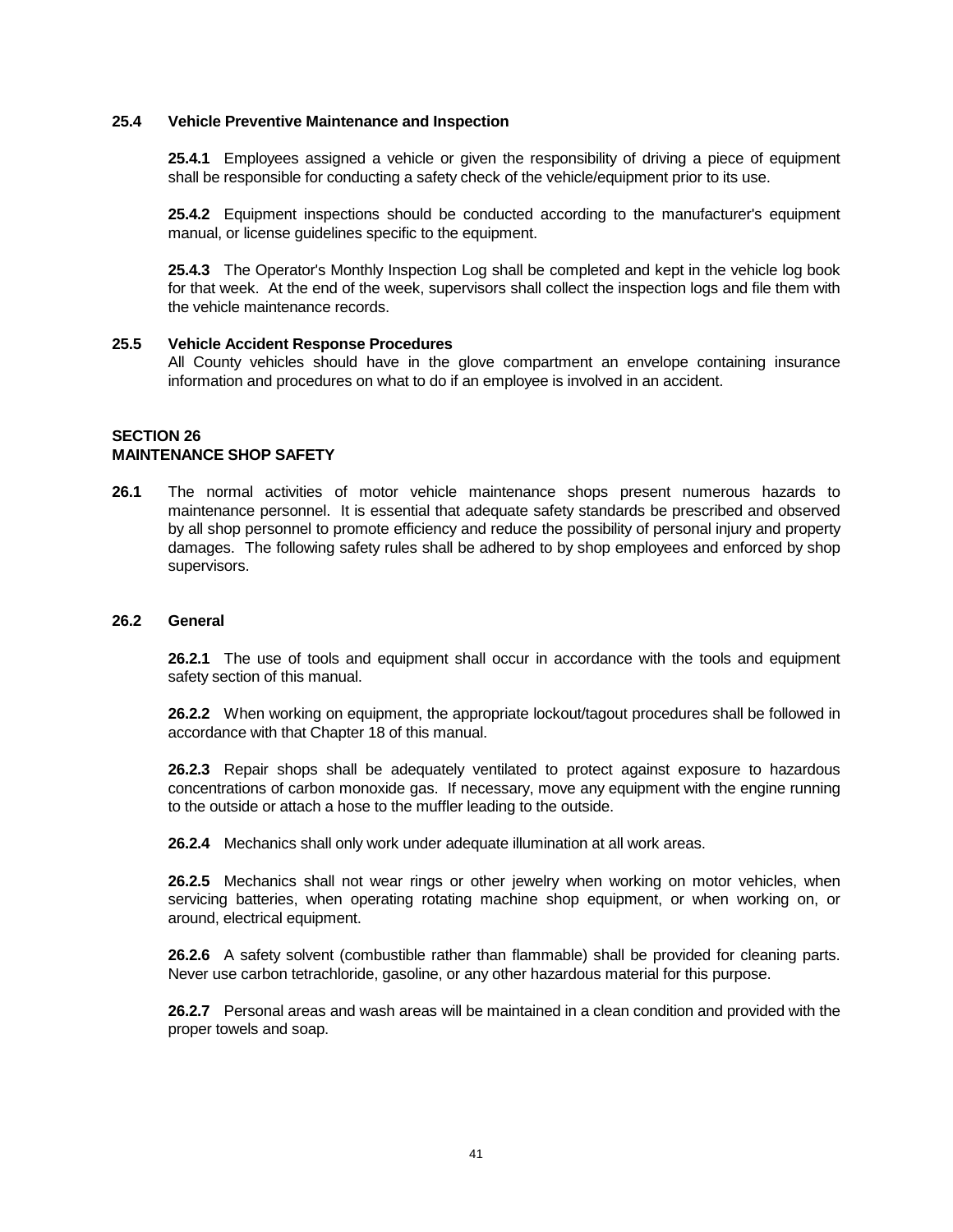### 25.4 Vehicle Preventive Maintenance and Inspection

**25.4.1** Employees assigned a vehicle or given the responsibility of driving a piece of equipment shall be responsible for conducting a safety check of the vehicle/equipment prior to its use.

**25.4.2** Equipment inspections should be conducted according to the manufacturer's equipment manual, or license guidelines specific to the equipment.

**25.4.3** The Operator's Monthly Inspection Log shall be completed and kept in the vehicle log book for that week. At the end of the week, supervisors shall collect the inspection logs and file them with the vehicle maintenance records.

### 25.5 Vehicle Accident Response Procedures

All County vehicles should have in the glove compartment an envelope containing insurance information and procedures on what to do if an employee is involved in an accident.

## SECTION 26
## MAINTENANCE SHOP SAFETY

**26.1** The normal activities of motor vehicle maintenance shops present numerous hazards to maintenance personnel. It is essential that adequate safety standards be prescribed and observed by all shop personnel to promote efficiency and reduce the possibility of personal injury and property damages. The following safety rules shall be adhered to by shop employees and enforced by shop supervisors.

### 26.2 General

**26.2.1** The use of tools and equipment shall occur in accordance with the tools and equipment safety section of this manual.

**26.2.2** When working on equipment, the appropriate lockout/tagout procedures shall be followed in accordance with that Chapter 18 of this manual.

**26.2.3** Repair shops shall be adequately ventilated to protect against exposure to hazardous concentrations of carbon monoxide gas. If necessary, move any equipment with the engine running to the outside or attach a hose to the muffler leading to the outside.

**26.2.4** Mechanics shall only work under adequate illumination at all work areas.

**26.2.5** Mechanics shall not wear rings or other jewelry when working on motor vehicles, when servicing batteries, when operating rotating machine shop equipment, or when working on, or around, electrical equipment.

**26.2.6** A safety solvent (combustible rather than flammable) shall be provided for cleaning parts. Never use carbon tetrachloride, gasoline, or any other hazardous material for this purpose.

**26.2.7** Personal areas and wash areas will be maintained in a clean condition and provided with the proper towels and soap.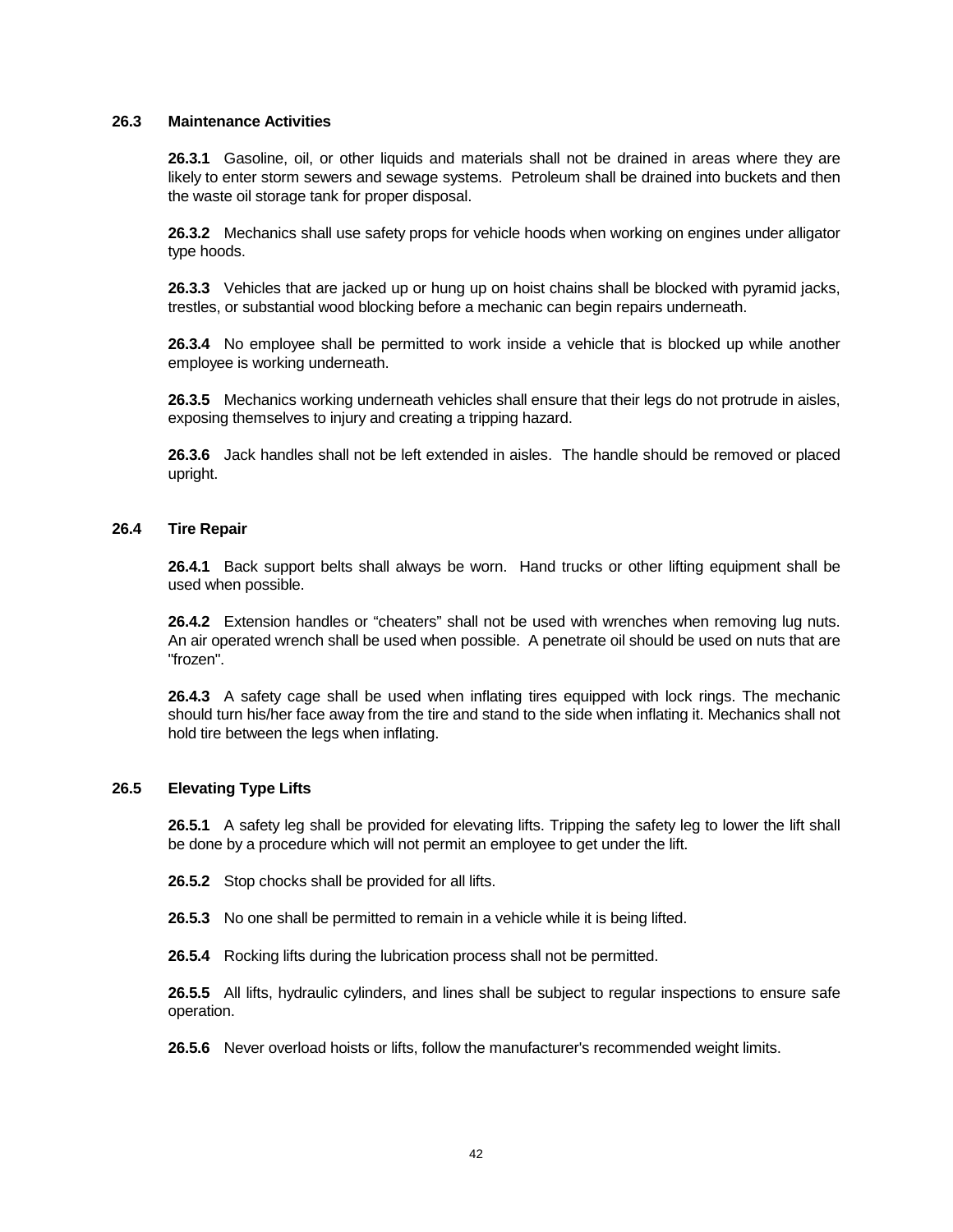### 26.3 Maintenance Activities

**26.3.1** Gasoline, oil, or other liquids and materials shall not be drained in areas where they are likely to enter storm sewers and sewage systems. Petroleum shall be drained into buckets and then the waste oil storage tank for proper disposal.

**26.3.2** Mechanics shall use safety props for vehicle hoods when working on engines under alligator type hoods.

**26.3.3** Vehicles that are jacked up or hung up on hoist chains shall be blocked with pyramid jacks, trestles, or substantial wood blocking before a mechanic can begin repairs underneath.

**26.3.4** No employee shall be permitted to work inside a vehicle that is blocked up while another employee is working underneath.

**26.3.5** Mechanics working underneath vehicles shall ensure that their legs do not protrude in aisles, exposing themselves to injury and creating a tripping hazard.

**26.3.6** Jack handles shall not be left extended in aisles. The handle should be removed or placed upright.

### 26.4 Tire Repair

**26.4.1** Back support belts shall always be worn. Hand trucks or other lifting equipment shall be used when possible.

**26.4.2** Extension handles or "cheaters" shall not be used with wrenches when removing lug nuts. An air operated wrench shall be used when possible. A penetrate oil should be used on nuts that are "frozen".

**26.4.3** A safety cage shall be used when inflating tires equipped with lock rings. The mechanic should turn his/her face away from the tire and stand to the side when inflating it. Mechanics shall not hold tire between the legs when inflating.

### 26.5 Elevating Type Lifts

**26.5.1** A safety leg shall be provided for elevating lifts. Tripping the safety leg to lower the lift shall be done by a procedure which will not permit an employee to get under the lift.

**26.5.2** Stop chocks shall be provided for all lifts.

**26.5.3** No one shall be permitted to remain in a vehicle while it is being lifted.

**26.5.4** Rocking lifts during the lubrication process shall not be permitted.

**26.5.5** All lifts, hydraulic cylinders, and lines shall be subject to regular inspections to ensure safe operation.

**26.5.6** Never overload hoists or lifts, follow the manufacturer's recommended weight limits.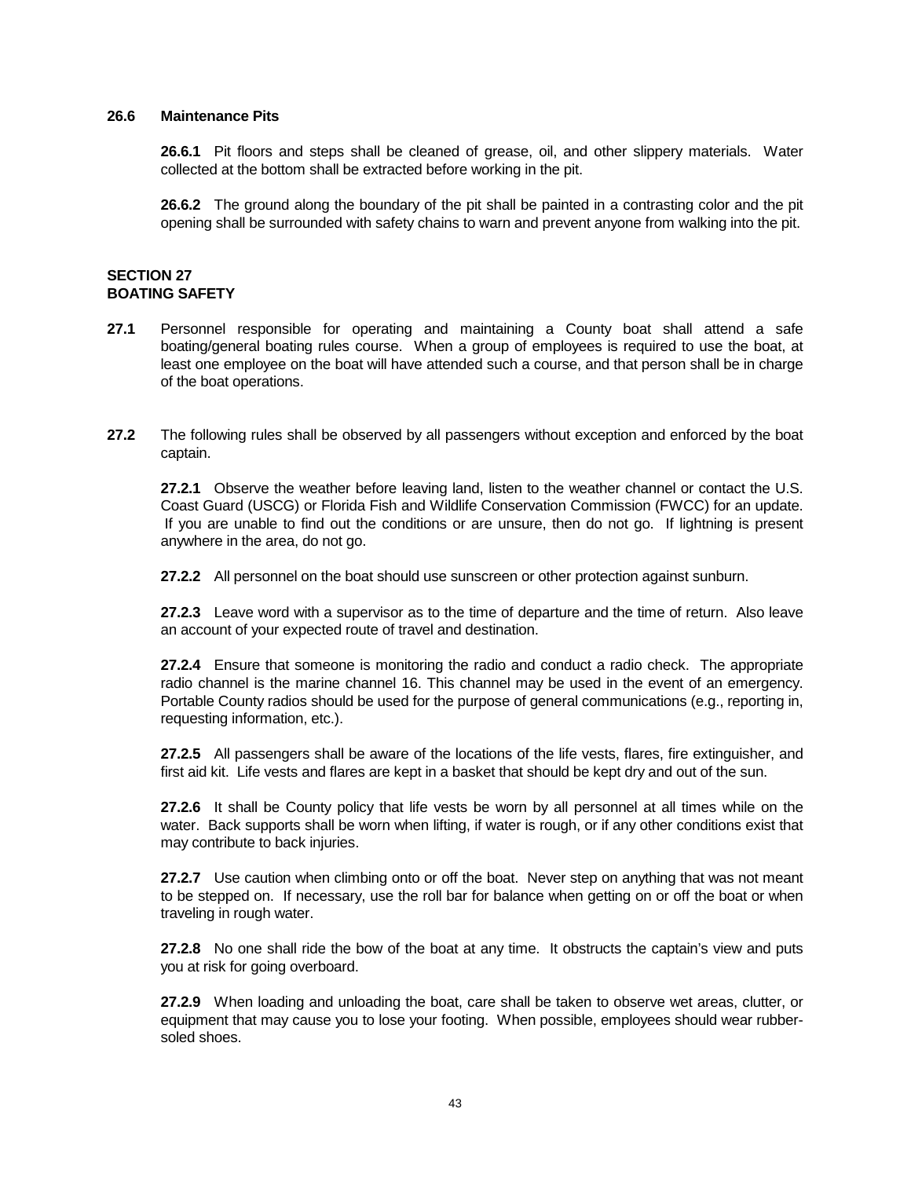### 26.6 Maintenance Pits

**26.6.1** Pit floors and steps shall be cleaned of grease, oil, and other slippery materials. Water collected at the bottom shall be extracted before working in the pit.

**26.6.2** The ground along the boundary of the pit shall be painted in a contrasting color and the pit opening shall be surrounded with safety chains to warn and prevent anyone from walking into the pit.

## SECTION 27
## BOATING SAFETY

**27.1** Personnel responsible for operating and maintaining a County boat shall attend a safe boating/general boating rules course. When a group of employees is required to use the boat, at least one employee on the boat will have attended such a course, and that person shall be in charge of the boat operations.

**27.2** The following rules shall be observed by all passengers without exception and enforced by the boat captain.

**27.2.1** Observe the weather before leaving land, listen to the weather channel or contact the U.S. Coast Guard (USCG) or Florida Fish and Wildlife Conservation Commission (FWCC) for an update. If you are unable to find out the conditions or are unsure, then do not go. If lightning is present anywhere in the area, do not go.

**27.2.2** All personnel on the boat should use sunscreen or other protection against sunburn.

**27.2.3** Leave word with a supervisor as to the time of departure and the time of return. Also leave an account of your expected route of travel and destination.

**27.2.4** Ensure that someone is monitoring the radio and conduct a radio check. The appropriate radio channel is the marine channel 16. This channel may be used in the event of an emergency. Portable County radios should be used for the purpose of general communications (e.g., reporting in, requesting information, etc.).

**27.2.5** All passengers shall be aware of the locations of the life vests, flares, fire extinguisher, and first aid kit. Life vests and flares are kept in a basket that should be kept dry and out of the sun.

**27.2.6** It shall be County policy that life vests be worn by all personnel at all times while on the water. Back supports shall be worn when lifting, if water is rough, or if any other conditions exist that may contribute to back injuries.

**27.2.7** Use caution when climbing onto or off the boat. Never step on anything that was not meant to be stepped on. If necessary, use the roll bar for balance when getting on or off the boat or when traveling in rough water.

**27.2.8** No one shall ride the bow of the boat at any time. It obstructs the captain's view and puts you at risk for going overboard.

**27.2.9** When loading and unloading the boat, care shall be taken to observe wet areas, clutter, or equipment that may cause you to lose your footing. When possible, employees should wear rubber-soled shoes.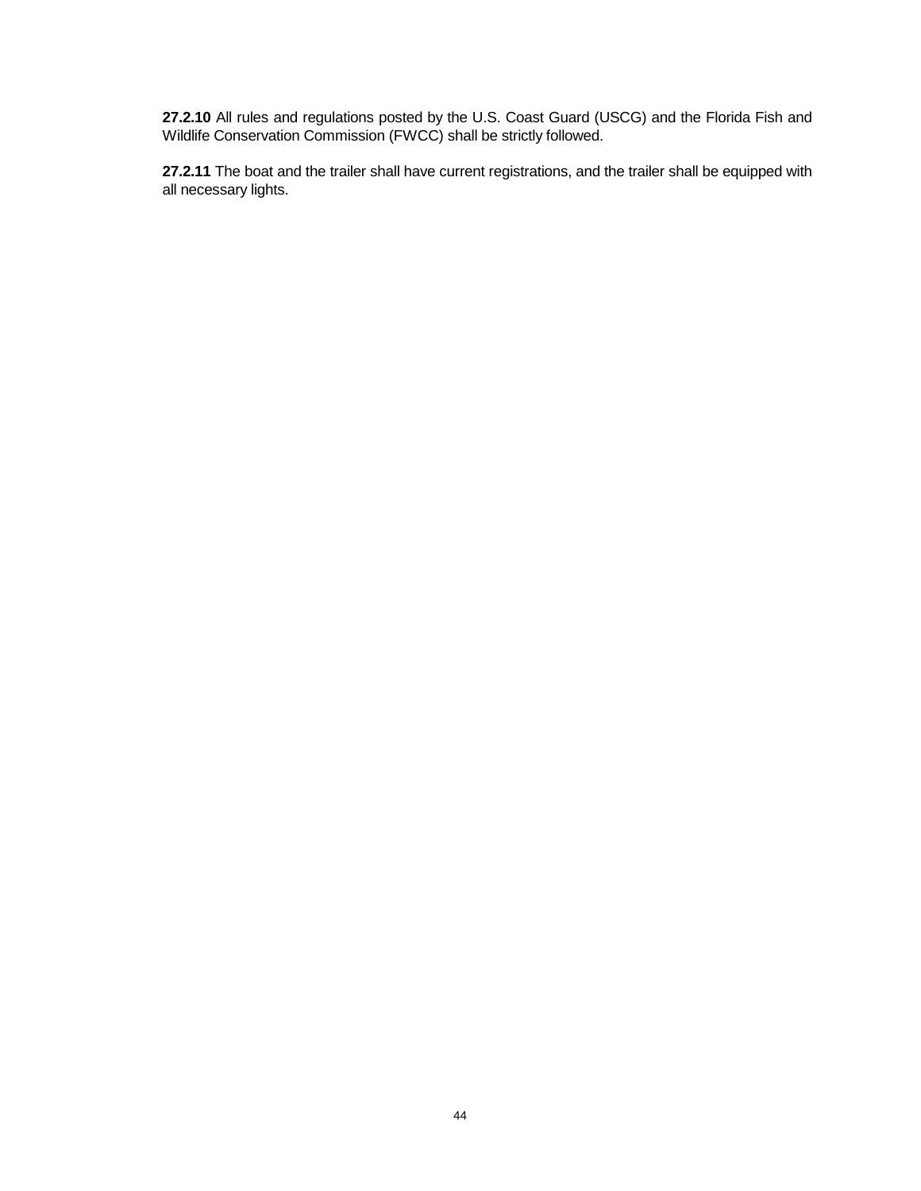**27.2.10** All rules and regulations posted by the U.S. Coast Guard (USCG) and the Florida Fish and Wildlife Conservation Commission (FWCC) shall be strictly followed.

**27.2.11** The boat and the trailer shall have current registrations, and the trailer shall be equipped with all necessary lights.